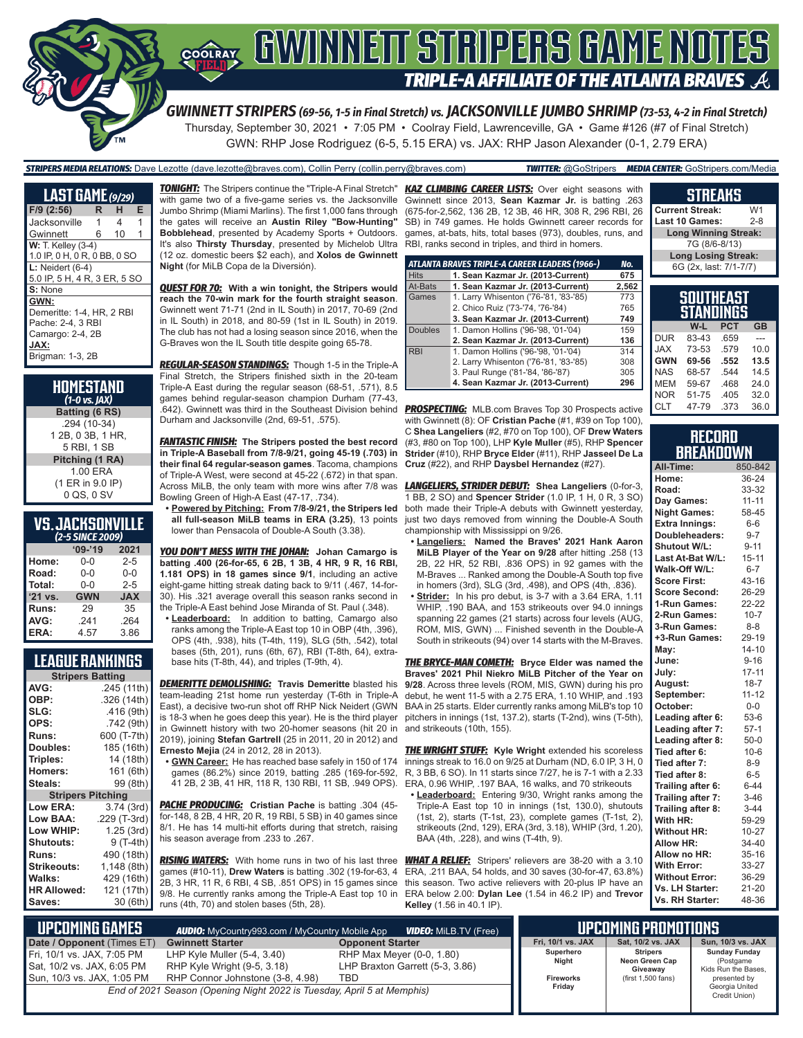# GWINNETT STRIPERS GAME NOTES

## TRIPLE-A AFFILIATE OF THE ATLANTA BRAVES

### GWINNETT STRIPERS (69-56, 1-5 in Final Stretch) vs. JACKSONVILLE JUMBO SHRIMP (73-53, 4-2 in Final Stretch)

Thursday, September 30, 2021 • 7:05 PM • Coolray Field, Lawrenceville, GA • Game #126 (#7 of Final Stretch)

GWN: RHP Jose Rodriguez (6-5, 5.15 ERA) vs. JAX: RHP Jason Alexander (0-1, 2.79 ERA)

**STRIPERS MEDIA RELATIONS:** Dave Lezotte (dave.lezotte@braves.com), Collin Perry (collin.perry@braves.com) **TWITTER:** @GoStripers **MEDIA CENTER:** GoStripers.com/Media

## LAST GAME (9/29)

| F/9 (2:56) | R | H | E |
|---|---|---|---|
| Jacksonville | 1 | 4 | 1 |
| Gwinnett | 6 | 10 | 1 |

**W:** T. Kelley (3-4)
1.0 IP, 0 H, 0 R, 0 BB, 0 SO

**L:** Neidert (6-4)
5.0 IP, 5 H, 4 R, 3 ER, 5 SO

**S:** None

**GWN:**
Demeritte: 1-4, HR, 2 RBI
Pache: 2-4, 3 RBI
Camargo: 2-4, 2B

**JAX:**
Brigman: 1-3, 2B

## HOMESTAND
*(1-0 vs. JAX)*

**Batting (6 RS)**
.294 (10-34)
1 2B, 0 3B, 1 HR,
5 RBI, 1 SB

**Pitching (1 RA)**
1.00 ERA
(1 ER in 9.0 IP)
0 QS, 0 SV

## VS. JACKSONVILLE
*(2-5 SINCE 2009)*

| | '09-'19 | 2021 |
|---|---|---|
| Home: | 0-0 | 2-5 |
| Road: | 0-0 | 0-0 |
| Total: | 0-0 | 2-5 |
| '21 vs. | GWN | JAX |
| Runs: | 29 | 35 |
| AVG: | .241 | .264 |
| ERA: | 4.57 | 3.86 |

## LEAGUE RANKINGS

| Stripers Batting | |
|---|---|
| AVG: | .245 (11th) |
| OBP: | .326 (14th) |
| SLG: | .416 (9th) |
| OPS: | .742 (9th) |
| Runs: | 600 (T-7th) |
| Doubles: | 185 (16th) |
| Triples: | 14 (18th) |
| Homers: | 161 (6th) |
| Steals: | 99 (8th) |
| **Stripers Pitching** | |
| Low ERA: | 3.74 (3rd) |
| Low BAA: | .229 (T-3rd) |
| Low WHIP: | 1.25 (3rd) |
| Shutouts: | 9 (T-4th) |
| Runs: | 490 (18th) |
| Strikeouts: | 1,148 (8th) |
| Walks: | 429 (16th) |
| HR Allowed: | 121 (17th) |
| Saves: | 30 (6th) |

**TONIGHT:** The Stripers continue the "Triple-A Final Stretch" with game two of a five-game series vs. the Jacksonville Jumbo Shrimp (Miami Marlins). The first 1,000 fans through the gates will receive an **Austin Riley "Bow-Hunting" Bobblehead**, presented by Academy Sports + Outdoors. It's also **Thirsty Thursday**, presented by Michelob Ultra (12 oz. domestic beers $2 each), and **Xolos de Gwinnett Night** (for MiLB Copa de la Diversión).

**QUEST FOR 70: With a win tonight, the Stripers would reach the 70-win mark for the fourth straight season.** Gwinnett went 71-71 (2nd in IL South) in 2017, 70-69 (2nd in IL South) in 2018, and 80-59 (1st in IL South) in 2019. The club has not had a losing season since 2016, when the G-Braves won the IL South title despite going 65-78.

**REGULAR-SEASON STANDINGS:** Though 1-5 in the Triple-A Final Stretch, the Stripers finished sixth in the 20-team Triple-A East during the regular season (68-51, .571), 8.5 games behind regular-season champion Durham (77-43, .642). Gwinnett was third in the Southeast Division behind Durham and Jacksonville (2nd, 69-51, .575).

**FANTASTIC FINISH: The Stripers posted the best record in Triple-A Baseball from 7/8-9/21, going 45-19 (.703) in their final 64 regular-season games.** Tacoma, champions of Triple-A West, were second at 45-22 (.672) in that span. Across MiLB, the only team with more wins after 7/8 was Bowling Green of High-A East (47-17, .734).

- **Powered by Pitching: From 7/8-9/21, the Stripers led all full-season MiLB teams in ERA (3.25)**, 13 points lower than Pensacola of Double-A South (3.38).

**YOU DON'T MESS WITH THE JOHAN: Johan Camargo is batting .400 (26-for-65, 6 2B, 1 3B, 4 HR, 9 R, 16 RBI, 1.181 OPS) in 18 games since 9/1**, including an active eight-game hitting streak dating back to 9/11 (.467, 14-for-30). His .321 average overall this season ranks second in the Triple-A East behind Jose Miranda of St. Paul (.348).

- **Leaderboard:** In addition to batting, Camargo also ranks among the Triple-A East top 10 in OBP (4th, .396), OPS (4th, .938), hits (T-4th, 119), SLG (5th, .542), total bases (5th, 201), runs (6th, 67), RBI (T-8th, 64), extra-base hits (T-8th, 44), and triples (T-9th, 4).

**DEMERITTE DEMOLISHING: Travis Demeritte** blasted his team-leading 21st home run yesterday (T-6th in Triple-A East), a decisive two-run shot off RHP Nick Neidert (GWN is 18-3 when he goes deep this year). He is the third player in Gwinnett history with two 20-homer seasons (hit 20 in 2019), joining **Stefan Gartrell** (25 in 2011, 20 in 2012) and **Ernesto Mejia** (24 in 2012, 28 in 2013).

- **GWN Career:** He has reached base safely in 150 of 174 games (86.2%) since 2019, batting .285 (169-for-592, 41 2B, 2 3B, 41 HR, 118 R, 130 RBI, 11 SB, .949 OPS).

**PACHE PRODUCING: Cristian Pache** is batting .304 (45-for-148, 8 2B, 4 HR, 20 R, 19 RBI, 5 SB) in 40 games since 8/1. He has 14 multi-hit efforts during that stretch, raising his season average from .233 to .267.

**RISING WATERS:** With home runs in two of his last three games (#10-11), **Drew Waters** is batting .302 (19-for-63, 4 2B, 3 HR, 11 R, 6 RBI, 4 SB, .851 OPS) in 15 games since 9/8. He currently ranks among the Triple-A East top 10 in runs (4th, 70) and stolen bases (5th, 28).

**KAZ CLIMBING CAREER LISTS:** Over eight seasons with Gwinnett since 2013, **Sean Kazmar Jr.** is batting .263 (675-for-2,562, 136 2B, 12 3B, 46 HR, 308 R, 296 RBI, 26 SB) in 749 games. He holds Gwinnett career records for games, at-bats, hits, total bases (973), doubles, runs, and RBI, ranks second in triples, and third in homers.

| ATLANTA BRAVES TRIPLE-A CAREER LEADERS (1966-) | | No. |
|---|---|---|
| Hits | 1. Sean Kazmar Jr. (2013-Current) | 675 |
| At-Bats | 1. Sean Kazmar Jr. (2013-Current) | 2,562 |
| Games | 1. Larry Whisenton ('76-'81, '83-'85) | 773 |
| | 2. Chico Ruiz ('73-'74, '76-'84) | 765 |
| | 3. Sean Kazmar Jr. (2013-Current) | 749 |
| Doubles | 1. Damon Hollins ('96-'98, '01-'04) | 159 |
| | 2. Sean Kazmar Jr. (2013-Current) | 136 |
| RBI | 1. Damon Hollins ('96-'98, '01-'04) | 314 |
| | 2. Larry Whisenton ('76-'81, '83-'85) | 308 |
| | 3. Paul Runge ('81-'84, '86-'87) | 305 |
| | 4. Sean Kazmar Jr. (2013-Current) | 296 |

**PROSPECTING:** MLB.com Braves Top 30 Prospects active with Gwinnett (8): OF **Cristian Pache** (#1, #39 on Top 100), C **Shea Langeliers** (#2, #70 on Top 100), OF **Drew Waters** (#3, #80 on Top 100), LHP **Kyle Muller** (#5), RHP **Spencer Strider** (#10), RHP **Bryce Elder** (#11), RHP **Jasseel De La Cruz** (#22), and RHP **Daysbel Hernandez** (#27).

**LANGELIERS, STRIDER DEBUT: Shea Langeliers** (0-for-3, 1 BB, 2 SO) and **Spencer Strider** (1.0 IP, 1 H, 0 R, 3 SO) both made their Triple-A debuts with Gwinnett yesterday, just two days removed from winning the Double-A South championship with Mississippi on 9/26.

- **Langeliers: Named the Braves' 2021 Hank Aaron MiLB Player of the Year on 9/28** after hitting .258 (13 2B, 22 HR, 52 RBI, .836 OPS) in 92 games with the M-Braves ... Ranked among the Double-A South top five in homers (3rd), SLG (3rd, .498), and OPS (4th, .836).
- **Strider:** In his pro debut, is 3-7 with a 3.64 ERA, 1.11 WHIP, .190 BAA, and 153 strikeouts over 94.0 innings spanning 22 games (21 starts) across four levels (AUG, ROM, MIS, GWN) ... Finished seventh in the Double-A South in strikeouts (94) over 14 starts with the M-Braves.

**THE BRYCE-MAN COMETH: Bryce Elder was named the Braves' 2021 Phil Niekro MiLB Pitcher of the Year on 9/28.** Across three levels (ROM, MIS, GWN) during his pro debut, he went 11-5 with a 2.75 ERA, 1.10 WHIP, and .193 BAA in 25 starts. Elder currently ranks among MiLB's top 10 pitchers in innings (1st, 137.2), starts (T-2nd), wins (T-5th), and strikeouts (10th, 155).

**THE WRIGHT STUFF: Kyle Wright** extended his scoreless innings streak to 16.0 on 9/25 at Durham (ND, 6.0 IP, 3 H, 0 R, 3 BB, 6 SO). In 11 starts since 7/27, he is 7-1 with a 2.33 ERA, 0.96 WHIP, .197 BAA, 16 walks, and 70 strikeouts

- **Leaderboard:** Entering 9/30, Wright ranks among the Triple-A East top 10 in innings (1st, 130.0), shutouts (1st, 2), starts (T-1st, 23), complete games (T-1st, 2), strikeouts (2nd, 129), ERA (3rd, 3.18), WHIP (3rd, 1.20), BAA (4th, .228), and wins (T-4th, 9).

**WHAT A RELIEF:** Stripers' relievers are 38-20 with a 3.10 ERA, .211 BAA, 54 holds, and 30 saves (30-for-47, 63.8%) this season. Two active relievers with 20-plus IP have an ERA below 2.00: **Dylan Lee** (1.54 in 46.2 IP) and **Trevor Kelley** (1.56 in 40.1 IP).

## STREAKS

| | |
|---|---|
| Current Streak: | W1 |
| Last 10 Games: | 2-8 |
| **Long Winning Streak:** | |
| 7G (8/6-8/13) | |
| **Long Losing Streak:** | |
| 6G (2x, last: 7/1-7/7) | |

## SOUTHEAST STANDINGS

| | W-L | PCT | GB |
|---|---|---|---|
| DUR | 83-43 | .659 | --- |
| JAX | 73-53 | .579 | 10.0 |
| **GWN** | **69-56** | **.552** | **13.5** |
| NAS | 68-57 | .544 | 14.5 |
| MEM | 59-67 | .468 | 24.0 |
| NOR | 51-75 | .405 | 32.0 |
| CLT | 47-79 | .373 | 36.0 |

## RECORD BREAKDOWN

| | |
|---|---|
| All-Time: | 850-842 |
| Home: | 36-24 |
| Road: | 33-32 |
| Day Games: | 11-11 |
| Night Games: | 58-45 |
| Extra Innings: | 6-6 |
| Doubleheaders: | 9-7 |
| Shutout W/L: | 9-11 |
| Last At-Bat W/L: | 15-11 |
| Walk-Off W/L: | 6-7 |
| Score First: | 43-16 |
| Score Second: | 26-29 |
| 1-Run Games: | 22-22 |
| 2-Run Games: | 10-7 |
| 3-Run Games: | 8-8 |
| +3-Run Games: | 29-19 |
| May: | 14-10 |
| June: | 9-16 |
| July: | 17-11 |
| August: | 18-7 |
| September: | 11-12 |
| October: | 0-0 |
| Leading after 6: | 53-6 |
| Leading after 7: | 57-1 |
| Leading after 8: | 50-0 |
| Tied after 6: | 10-6 |
| Tied after 7: | 8-9 |
| Tied after 8: | 6-5 |
| Trailing after 6: | 6-44 |
| Trailing after 7: | 3-46 |
| Trailing after 8: | 3-44 |
| With HR: | 59-29 |
| Without HR: | 10-27 |
| Allow HR: | 34-40 |
| Allow no HR: | 35-16 |
| With Error: | 33-27 |
| Without Error: | 36-29 |
| Vs. LH Starter: | 21-20 |
| Vs. RH Starter: | 48-36 |

## UPCOMING GAMES

**AUDIO:** MyCountry993.com / MyCountry Mobile App **VIDEO:** MiLB.TV (Free)

| Date / Opponent (Times ET) | Gwinnett Starter | Opponent Starter |
|---|---|---|
| Fri, 10/1 vs. JAX, 7:05 PM | LHP Kyle Muller (5-4, 3.40) | RHP Max Meyer (0-0, 1.80) |
| Sat, 10/2 vs. JAX, 6:05 PM | RHP Kyle Wright (9-5, 3.18) | LHP Braxton Garrett (5-3, 3.86) |
| Sun, 10/3 vs. JAX, 1:05 PM | RHP Connor Johnstone (3-8, 4.98) | TBD |

*End of 2021 Season (Opening Night 2022 is Tuesday, April 5 at Memphis)*

## UPCOMING PROMOTIONS

| Fri, 10/1 vs. JAX | Sat, 10/2 vs. JAX | Sun, 10/3 vs. JAX |
|---|---|---|
| Superhero Night<br><br>Fireworks Friday | Stripers Neon Green Cap Giveaway (first 1,500 fans) | Sunday Funday (Postgame Kids Run the Bases, presented by Georgia United Credit Union) |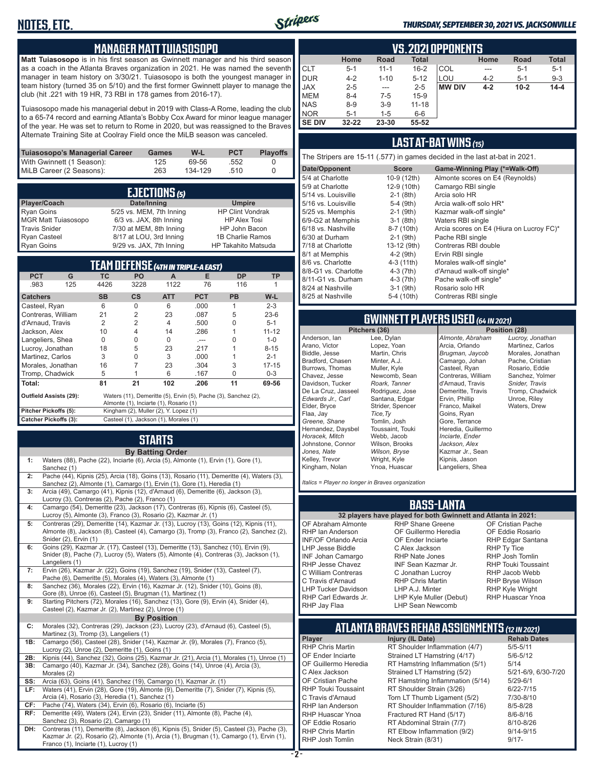# NOTES, ETC.

*THURSDAY, SEPTEMBER 30, 2021 VS. JACKSONVILLE*

## MANAGER MATT TUIASOSOPO

**Matt Tuiasosopo** is in his first season as Gwinnett manager and his third season as a coach in the Atlanta Braves organization in 2021. He was named the seventh manager in team history on 3/30/21. Tuiasosopo is both the youngest manager in team history (turned 35 on 5/10) and the first former Gwinnett player to manage the club (hit .221 with 19 HR, 73 RBI in 178 games from 2016-17).

Tuiasosopo made his managerial debut in 2019 with Class-A Rome, leading the club to a 65-74 record and earning Atlanta's Bobby Cox Award for minor league manager of the year. He was set to return to Rome in 2020, but was reassigned to the Braves Alternate Training Site at Coolray Field once the MiLB season was canceled.

| Tuiasosopo's Managerial Career | Games | W-L | PCT | Playoffs |
|---|---|---|---|---|
| With Gwinnett (1 Season): | 125 | 69-56 | .552 | 0 |
| MiLB Career (2 Seasons): | 263 | 134-129 | .510 | 0 |

## EJECTIONS (5)

| Player/Coach | Date/Inning | Umpire |
|---|---|---|
| Ryan Goins | 5/25 vs. MEM, 7th Inning | HP Clint Vondrak |
| MGR Matt Tuiasosopo | 6/3 vs. JAX, 8th Inning | HP Alex Tosi |
| Travis Snider | 7/30 at MEM, 8th Inning | HP John Bacon |
| Ryan Casteel | 8/17 at LOU, 3rd Inning | 1B Charlie Ramos |
| Ryan Goins | 9/29 vs. JAX, 7th Inning | HP Takahito Matsuda |

## TEAM DEFENSE (4TH IN TRIPLE-A EAST)

| PCT | G | TC | PO | A | E | DP | TP |
|---|---|---|---|---|---|---|---|
| .983 | 125 | 4426 | 3228 | 1122 | 76 | 116 | 1 |

| Catchers | SB | CS | ATT | PCT | PB | W-L |
|---|---|---|---|---|---|---|
| Casteel, Ryan | 6 | 0 | 6 | .000 | 1 | 2-3 |
| Contreras, William | 21 | 2 | 23 | .087 | 5 | 23-6 |
| d'Arnaud, Travis | 2 | 2 | 4 | .500 | 0 | 5-1 |
| Jackson, Alex | 10 | 4 | 14 | .286 | 1 | 11-12 |
| Langeliers, Shea | 0 | 0 | 0 | .--- | 0 | 1-0 |
| Lucroy, Jonathan | 18 | 5 | 23 | .217 | 1 | 8-15 |
| Martinez, Carlos | 3 | 0 | 3 | .000 | 1 | 2-1 |
| Morales, Jonathan | 16 | 7 | 23 | .304 | 3 | 17-15 |
| Tromp, Chadwick | 5 | 1 | 6 | .167 | 0 | 0-3 |
| **Total:** | **81** | **21** | **102** | **.206** | **11** | **69-56** |

| | |
|---|---|
| **Outfield Assists (29):** | Waters (11), Demeritte (5), Ervin (5), Pache (3), Sanchez (2), Almonte (1), Inciarte (1), Rosario (1) |
| **Pitcher Pickoffs (5):** | Kingham (2), Muller (2), Y. Lopez (1) |
| **Catcher Pickoffs (3):** | Casteel (1), Jackson (1), Morales (1) |

## STARTS

**By Batting Order**

| | |
|---|---|
| **1:** | Waters (88), Pache (22), Inciarte (6), Arcia (5), Almonte (1), Ervin (1), Gore (1), Sanchez (1) |
| **2:** | Pache (44), Kipnis (25), Arcia (18), Goins (13), Rosario (11), Demeritte (4), Waters (3), Sanchez (2), Almonte (1), Camargo (1), Ervin (1), Gore (1), Heredia (1) |
| **3:** | Arcia (49), Camargo (41), Kipnis (12), d'Arnaud (6), Demeritte (6), Jackson (3), Lucroy (3), Contreras (2), Pache (2), Franco (1) |
| **4:** | Camargo (54), Demeritte (23), Jackson (17), Contreras (6), Kipnis (6), Casteel (5), Lucroy (5), Almonte (3), Franco (3), Rosario (2), Kazmar Jr. (1) |
| **5:** | Contreras (29), Demeritte (14), Kazmar Jr. (13), Lucroy (13), Goins (12), Kipnis (11), Almonte (8), Jackson (8), Casteel (4), Camargo (3), Tromp (3), Franco (2), Sanchez (2), Snider (2), Ervin (1) |
| **6:** | Goins (29), Kazmar Jr. (17), Casteel (13), Demeritte (13), Sanchez (10), Ervin (9), Snider (8), Pache (7), Lucroy (5), Waters (5), Almonte (4), Contreras (1), Jackson (1), Langeliers (1) |
| **7:** | Ervin (26), Kazmar Jr. (22), Goins (19), Sanchez (19), Snider (13), Casteel (7), Pache (6), Demeritte (5), Morales (4), Waters (3), Almonte (1) |
| **8:** | Sanchez (36), Morales (22), Ervin (16), Kazmar Jr. (12), Snider (10), Goins (8), Gore (8), Unroe (6), Casteel (5), Brugman (1), Martinez (1) |
| **9:** | Starting Pitchers (72), Morales (16), Sanchez (13), Gore (9), Ervin (4), Snider (4), Casteel (2), Kazmar Jr. (2), Martinez (2), Unroe (1) |

**By Position**

| | |
|---|---|
| **C:** | Morales (32), Contreras (29), Jackson (23), Lucroy (23), d'Arnaud (6), Casteel (5), Martinez (3), Tromp (3), Langeliers (1) |
| **1B:** | Camargo (56), Casteel (28), Snider (14), Kazmar Jr. (9), Morales (7), Franco (5), Lucroy (2), Unroe (2), Demeritte (1), Goins (1) |
| **2B:** | Kipnis (44), Sanchez (32), Goins (25), Kazmar Jr. (21), Arcia (1), Morales (1), Unroe (1) |
| **3B:** | Camargo (40), Kazmar Jr. (34), Sanchez (28), Goins (14), Unroe (4), Arcia (3), Morales (2) |
| **SS:** | Arcia (63), Goins (41), Sanchez (19), Camargo (1), Kazmar Jr. (1) |
| **LF:** | Waters (41), Ervin (28), Gore (19), Almonte (9), Demeritte (7), Snider (7), Kipnis (5), Arcia (4), Rosario (3), Heredia (1), Sanchez (1) |
| **CF:** | Pache (74), Waters (34), Ervin (6), Rosario (6), Inciarte (5) |
| **RF:** | Demeritte (49), Waters (24), Ervin (23), Snider (11), Almonte (8), Pache (4), Sanchez (3), Rosario (2), Camargo (1) |
| **DH:** | Contreras (11), Demeritte (8), Jackson (6), Kipnis (5), Snider (5), Casteel (3), Pache (3), Kazmar Jr. (2), Rosario (2), Almonte (1), Arcia (1), Brugman (1), Camargo (1), Ervin (1), Franco (1), Inciarte (1), Lucroy (1) |

## VS. 2021 OPPONENTS

| | Home | Road | Total | | Home | Road | Total |
|---|---|---|---|---|---|---|---|
| CLT | 5-1 | 11-1 | 16-2 | COL | --- | 5-1 | 5-1 |
| DUR | 4-2 | 1-10 | 5-12 | LOU | 4-2 | 5-1 | 9-3 |
| JAX | 2-5 | --- | 2-5 | **MW DIV** | **4-2** | **10-2** | **14-4** |
| MEM | 8-4 | 7-5 | 15-9 | | | | |
| NAS | 8-9 | 3-9 | 11-18 | | | | |
| NOR | 5-1 | 1-5 | 6-6 | | | | |
| **SE DIV** | **32-22** | **23-30** | **55-52** | | | | |

## LAST AT-BAT WINS (15)

The Stripers are 15-11 (.577) in games decided in the last at-bat in 2021.

| Date/Opponent | Score | Game-Winning Play (*=Walk-Off) |
|---|---|---|
| 5/4 at Charlotte | 10-9 (12th) | Almonte scores on E4 (Reynolds) |
| 5/9 at Charlotte | 12-9 (10th) | Camargo RBI single |
| 5/14 vs. Louisville | 2-1 (8th) | Arcia solo HR |
| 5/16 vs. Louisville | 5-4 (9th) | Arcia walk-off solo HR* |
| 5/25 vs. Memphis | 2-1 (9th) | Kazmar walk-off single* |
| 6/9-G2 at Memphis | 3-1 (8th) | Waters RBI single |
| 6/18 vs. Nashville | 8-7 (10th) | Arcia scores on E4 (Hiura on Lucroy FC)* |
| 6/30 at Durham | 2-1 (9th) | Pache RBI single |
| 7/18 at Charlotte | 13-12 (9th) | Contreras RBI double |
| 8/1 at Memphis | 4-2 (9th) | Ervin RBI single |
| 8/6 vs. Charlotte | 4-3 (11th) | Morales walk-off single* |
| 8/8-G1 vs. Charlotte | 4-3 (7th) | d'Arnaud walk-off single* |
| 8/11-G1 vs. Durham | 4-3 (7th) | Pache walk-off single* |
| 8/24 at Nashville | 3-1 (9th) | Rosario solo HR |
| 8/25 at Nashville | 5-4 (10th) | Contreras RBI single |

## GWINNETT PLAYERS USED (64 IN 2021)

| Pitchers (36) | | Position (28) | |
|---|---|---|---|
| Anderson, Ian | Lee, Dylan | *Almonte, Abraham* | *Lucroy, Jonathan* |
| Arano, Victor | Lopez, Yoan | Arcia, Orlando | Martinez, Carlos |
| Biddle, Jesse | Martin, Chris | *Brugman, Jaycob* | Morales, Jonathan |
| Bradford, Chasen | Minter, A.J. | Camargo, Johan | Pache, Cristian |
| Burrows, Thomas | Muller, Kyle | Casteel, Ryan | Rosario, Eddie |
| Chavez, Jesse | Newcomb, Sean | Contreras, William | Sanchez, Yolmer |
| Davidson, Tucker | *Roark, Tanner* | d'Arnaud, Travis | *Snider, Travis* |
| De La Cruz, Jasseel | Rodriguez, Jose | Demeritte, Travis | Tromp, Chadwick |
| *Edwards Jr., Carl* | Santana, Edgar | Ervin, Phillip | Unroe, Riley |
| Elder, Bryce | Strider, Spencer | Franco, Maikel | Waters, Drew |
| Flaa, Jay | *Tice, Ty* | Goins, Ryan | |
| *Greene, Shane* | Tomlin, Josh | Gore, Terrance | |
| Hernandez, Daysbel | Toussaint, Touki | Heredia, Guillermo | |
| *Horacek, Mitch* | Webb, Jacob | *Inciarte, Ender* | |
| Johnstone, Connor | Wilson, Brooks | *Jackson, Alex* | |
| *Jones, Nate* | *Wilson, Bryse* | Kazmar Jr., Sean | |
| Kelley, Trevor | Wright, Kyle | Kipnis, Jason | |
| Kingham, Nolan | Ynoa, Huascar | Langeliers, Shea | |

*Italics = Player no longer in Braves organization*

## BASS-LANTA

**32 players have played for both Gwinnett and Atlanta in 2021:**

| | | |
|---|---|---|
| OF Abraham Almonte | RHP Shane Greene | OF Cristian Pache |
| RHP Ian Anderson | OF Guillermo Heredia | OF Eddie Rosario |
| INF/OF Orlando Arcia | OF Ender Inciarte | RHP Edgar Santana |
| LHP Jesse Biddle | C Alex Jackson | RHP Ty Tice |
| INF Johan Camargo | RHP Nate Jones | RHP Josh Tomlin |
| RHP Jesse Chavez | INF Sean Kazmar Jr. | RHP Touki Toussaint |
| C William Contreras | C Jonathan Lucroy | RHP Jacob Webb |
| C Travis d'Arnaud | RHP Chris Martin | RHP Bryse Wilson |
| LHP Tucker Davidson | LHP A.J. Minter | RHP Kyle Wright |
| RHP Carl Edwards Jr. | LHP Kyle Muller (Debut) | RHP Huascar Ynoa |
| RHP Jay Flaa | LHP Sean Newcomb | |

## ATLANTA BRAVES REHAB ASSIGNMENTS (12 IN 2021)

| Player | Injury (IL Date) | Rehab Dates |
|---|---|---|
| RHP Chris Martin | RT Shoulder Inflammation (4/7) | 5/5-5/11 |
| OF Ender Inciarte | Strained LT Hamstring (4/17) | 5/6-5/12 |
| OF Guillermo Heredia | RT Hamstring Inflammation (5/1) | 5/14 |
| C Alex Jackson | Strained LT Hamstring (5/2) | 5/21-6/9, 6/30-7/20 |
| OF Cristian Pache | RT Hamstring Inflammation (5/14) | 5/29-6/1 |
| RHP Touki Toussaint | RT Shoulder Strain (3/26) | 6/22-7/15 |
| C Travis d'Arnaud | Torn LT Thumb Ligament (5/2) | 7/30-8/10 |
| RHP Ian Anderson | RT Shoulder Inflammation (7/16) | 8/5-8/28 |
| RHP Huascar Ynoa | Fractured RT Hand (5/17) | 8/6-8/16 |
| OF Eddie Rosario | RT Abdominal Strain (7/7) | 8/10-8/26 |
| RHP Chris Martin | RT Elbow Inflammation (9/2) | 9/14-9/15 |
| RHP Josh Tomlin | Neck Strain (8/31) | 9/17- |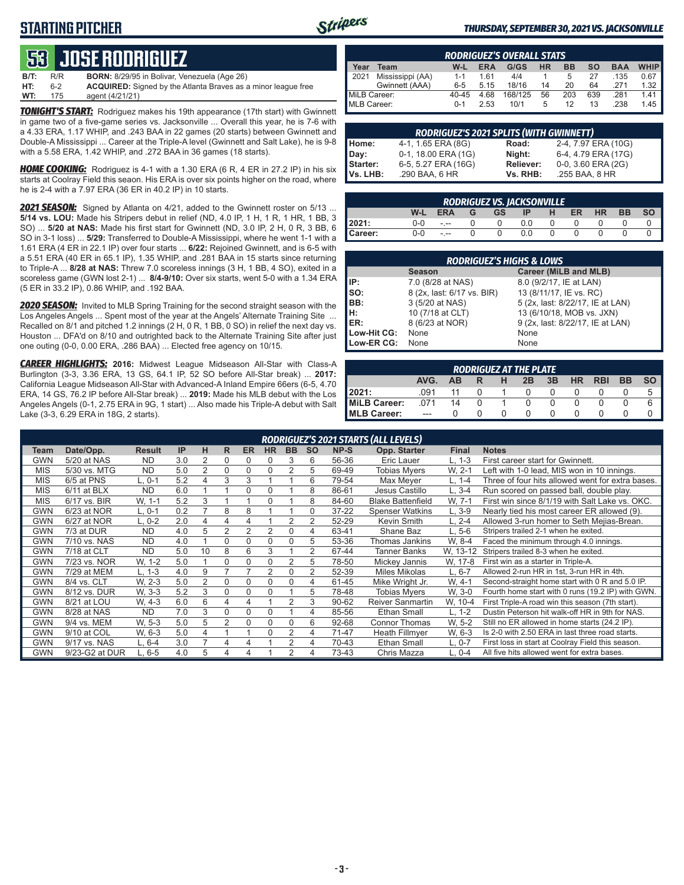# STARTING PITCHER

**THURSDAY, SEPTEMBER 30, 2021 VS. JACKSONVILLE**

## 53 JOSE RODRIGUEZ

**B/T:** R/R **BORN:** 8/29/95 in Bolivar, Venezuela (Age 26)
**HT:** 6-2 **ACQUIRED:** Signed by the Atlanta Braves as a minor league free agent (4/21/21)
**WT:** 175

***TONIGHT'S START:*** Rodriguez makes his 19th appearance (17th start) with Gwinnett in game two of a five-game series vs. Jacksonville ... Overall this year, he is 7-6 with a 4.33 ERA, 1.17 WHIP, and .243 BAA in 22 games (20 starts) between Gwinnett and Double-A Mississippi ... Career at the Triple-A level (Gwinnett and Salt Lake), he is 9-8 with a 5.58 ERA, 1.42 WHIP, and .272 BAA in 36 games (18 starts).

***HOME COOKING:*** Rodriguez is 4-1 with a 1.30 ERA (6 R, 4 ER in 27.2 IP) in his six starts at Coolray Field this season. His ERA is over six points higher on the road, where he is 2-4 with a 7.97 ERA (36 ER in 40.2 IP) in 10 starts.

***2021 SEASON:*** Signed by Atlanta on 4/21, added to the Gwinnett roster on 5/13 ... **5/14 vs. LOU:** Made his Stripers debut in relief (ND, 4.0 IP, 1 H, 1 R, 1 HR, 1 BB, 3 SO) ... **5/20 at NAS:** Made his first start for Gwinnett (ND, 3.0 IP, 2 H, 0 R, 3 BB, 6 SO in 3-1 loss) ... **5/29:** Transferred to Double-A Mississippi, where he went 1-1 with a 1.61 ERA (4 ER in 22.1 IP) over four starts ... **6/22:** Rejoined Gwinnett, and is 6-5 with a 5.51 ERA (40 ER in 65.1 IP), 1.35 WHIP, and .281 BAA in 15 starts since returning to Triple-A ... **8/28 at NAS:** Threw 7.0 scoreless innings (3 H, 1 BB, 4 SO), exited in a scoreless game (GWN lost 2-1) ... **8/4-9/10:** Over six starts, went 5-0 with a 1.34 ERA (5 ER in 33.2 IP), 0.86 WHIP, and .192 BAA.

***2020 SEASON:*** Invited to MLB Spring Training for the second straight season with the Los Angeles Angels ... Spent most of the year at the Angels' Alternate Training Site ... Recalled on 8/1 and pitched 1.2 innings (2 H, 0 R, 1 BB, 0 SO) in relief the next day vs. Houston ... DFA'd on 8/10 and outrighted back to the Alternate Training Site after just one outing (0-0, 0.00 ERA, .286 BAA) ... Elected free agency on 10/15.

***CAREER HIGHLIGHTS:*** **2016:** Midwest League Midseason All-Star with Class-A Burlington (3-3, 3.36 ERA, 13 GS, 64.1 IP, 52 SO before All-Star break) ... **2017:** California League Midseason All-Star with Advanced-A Inland Empire 66ers (6-5, 4.70 ERA, 14 GS, 76.2 IP before All-Star break) ... **2019:** Made his MLB debut with the Los Angeles Angels (0-1, 2.75 ERA in 9G, 1 start) ... Also made his Triple-A debut with Salt Lake (3-3, 6.29 ERA in 18G, 2 starts).

### RODRIGUEZ'S OVERALL STATS

| Year | Team | W-L | ERA | G/GS | HR | BB | SO | BAA | WHIP |
|---|---|---|---|---|---|---|---|---|---|
| 2021 | Mississippi (AA) | 1-1 | 1.61 | 4/4 | 1 | 5 | 27 | .135 | 0.67 |
| | Gwinnett (AAA) | 6-5 | 5.15 | 18/16 | 14 | 20 | 64 | .271 | 1.32 |
| MiLB Career: | | 40-45 | 4.68 | 168/125 | 56 | 203 | 639 | .281 | 1.41 |
| MLB Career: | | 0-1 | 2.53 | 10/1 | 5 | 12 | 13 | .238 | 1.45 |

### RODRIGUEZ'S 2021 SPLITS (WITH GWINNETT)

| | | | |
|---|---|---|---|
| **Home:** | 4-1, 1.65 ERA (8G) | **Road:** | 2-4, 7.97 ERA (10G) |
| **Day:** | 0-1, 18.00 ERA (1G) | **Night:** | 6-4, 4.79 ERA (17G) |
| **Starter:** | 6-5, 5.27 ERA (16G) | **Reliever:** | 0-0, 3.60 ERA (2G) |
| **Vs. LHB:** | .290 BAA, 6 HR | **Vs. RHB:** | .255 BAA, 8 HR |

### RODRIGUEZ VS. JACKSONVILLE

| | W-L | ERA | G | GS | IP | H | ER | HR | BB | SO |
|---|---|---|---|---|---|---|---|---|---|---|
| **2021:** | 0-0 | -.-- | 0 | 0 | 0.0 | 0 | 0 | 0 | 0 | 0 |
| **Career:** | 0-0 | -.-- | 0 | 0 | 0.0 | 0 | 0 | 0 | 0 | 0 |

### RODRIGUEZ'S HIGHS & LOWS

| | Season | Career (MiLB and MLB) |
|---|---|---|
| **IP:** | 7.0 (8/28 at NAS) | 8.0 (9/2/17, IE at LAN) |
| **SO:** | 8 (2x, last: 6/17 vs. BIR) | 13 (8/11/17, IE vs. RC) |
| **BB:** | 3 (5/20 at NAS) | 5 (2x, last: 8/22/17, IE at LAN) |
| **H:** | 10 (7/18 at CLT) | 13 (6/10/18, MOB vs. JXN) |
| **ER:** | 8 (6/23 at NOR) | 9 (2x, last: 8/22/17, IE at LAN) |
| **Low-Hit CG:** | None | None |
| **Low-ER CG:** | None | None |

### RODRIGUEZ AT THE PLATE

| | AVG. | AB | R | H | 2B | 3B | HR | RBI | BB | SO |
|---|---|---|---|---|---|---|---|---|---|---|
| **2021:** | .091 | 11 | 0 | 1 | 0 | 0 | 0 | 0 | 0 | 5 |
| **MiLB Career:** | .071 | 14 | 0 | 1 | 0 | 0 | 0 | 0 | 0 | 6 |
| **MLB Career:** | --- | 0 | 0 | 0 | 0 | 0 | 0 | 0 | 0 | 0 |

### RODRIGUEZ'S 2021 STARTS (ALL LEVELS)

| Team | Date/Opp. | Result | IP | H | R | ER | HR | BB | SO | NP-S | Opp. Starter | Final | Notes |
|---|---|---|---|---|---|---|---|---|---|---|---|---|---|
| GWN | 5/20 at NAS | ND | 3.0 | 2 | 0 | 0 | 0 | 3 | 6 | 56-36 | Eric Lauer | L, 1-3 | First career start for Gwinnett. |
| MIS | 5/30 vs. MTG | ND | 5.0 | 2 | 0 | 0 | 0 | 2 | 5 | 69-49 | Tobias Myers | W, 2-1 | Left with 1-0 lead, MIS won in 10 innings. |
| MIS | 6/5 at PNS | L, 0-1 | 5.2 | 4 | 3 | 3 | 1 | 1 | 6 | 79-54 | Max Meyer | L, 1-4 | Three of four hits allowed went for extra bases. |
| MIS | 6/11 at BLX | ND | 6.0 | 1 | 1 | 0 | 0 | 1 | 8 | 86-61 | Jesus Castillo | L, 3-4 | Run scored on passed ball, double play. |
| MIS | 6/17 vs. BIR | W, 1-1 | 5.2 | 3 | 1 | 1 | 0 | 1 | 8 | 84-60 | Blake Battenfield | W, 7-1 | First win since 8/1/19 with Salt Lake vs. OKC. |
| GWN | 6/23 at NOR | L, 0-1 | 0.2 | 7 | 8 | 8 | 1 | 1 | 0 | 37-22 | Spenser Watkins | L, 3-9 | Nearly tied his most career ER allowed (9). |
| GWN | 6/27 at NOR | L, 0-2 | 2.0 | 4 | 4 | 4 | 1 | 2 | 2 | 52-29 | Kevin Smith | L, 2-4 | Allowed 3-run homer to Seth Mejias-Brean. |
| GWN | 7/3 at DUR | ND | 4.0 | 5 | 2 | 2 | 2 | 0 | 4 | 63-41 | Shane Baz | L, 5-6 | Stripers trailed 2-1 when he exited. |
| GWN | 7/10 vs. NAS | ND | 4.0 | 1 | 0 | 0 | 0 | 0 | 5 | 53-36 | Thomas Jankins | W, 8-4 | Faced the minimum through 4.0 innings. |
| GWN | 7/18 at CLT | ND | 5.0 | 10 | 8 | 6 | 3 | 1 | 2 | 67-44 | Tanner Banks | W, 13-12 | Stripers trailed 8-3 when he exited. |
| GWN | 7/23 vs. NOR | W, 1-2 | 5.0 | 1 | 0 | 0 | 0 | 2 | 5 | 78-50 | Mickey Jannis | W, 17-8 | First win as a starter in Triple-A. |
| GWN | 7/29 at MEM | L, 1-3 | 4.0 | 9 | 7 | 7 | 2 | 0 | 2 | 52-39 | Miles Mikolas | L, 6-7 | Allowed 2-run HR in 1st, 3-run HR in 4th. |
| GWN | 8/4 vs. CLT | W, 2-3 | 5.0 | 2 | 0 | 0 | 0 | 0 | 4 | 61-45 | Mike Wright Jr. | W, 4-1 | Second-straight home start with 0 R and 5.0 IP. |
| GWN | 8/12 vs. DUR | W, 3-3 | 5.2 | 3 | 0 | 0 | 0 | 1 | 5 | 78-48 | Tobias Myers | W, 3-0 | Fourth home start with 0 runs (19.2 IP) with GWN. |
| GWN | 8/21 at LOU | W, 4-3 | 6.0 | 6 | 4 | 4 | 1 | 2 | 3 | 90-62 | Reiver Sanmartin | W, 10-4 | First Triple-A road win this season (7th start). |
| GWN | 8/28 at NAS | ND | 7.0 | 3 | 0 | 0 | 0 | 1 | 4 | 85-56 | Ethan Small | L, 1-2 | Dustin Peterson hit walk-off HR in 9th for NAS. |
| GWN | 9/4 vs. MEM | W, 5-3 | 5.0 | 5 | 2 | 0 | 0 | 0 | 6 | 92-68 | Connor Thomas | W, 5-2 | Still no ER allowed in home starts (24.2 IP). |
| GWN | 9/10 at COL | W, 6-3 | 5.0 | 4 | 1 | 1 | 0 | 2 | 4 | 71-47 | Heath Fillmyer | W, 6-3 | Is 2-0 with 2.50 ERA in last three road starts. |
| GWN | 9/17 vs. NAS | L, 6-4 | 3.0 | 7 | 4 | 4 | 1 | 2 | 4 | 70-43 | Ethan Small | L, 0-7 | First loss in start at Coolray Field this season. |
| GWN | 9/23-G2 at DUR | L, 6-5 | 4.0 | 5 | 4 | 4 | 1 | 2 | 4 | 73-43 | Chris Mazza | L, 0-4 | All five hits allowed went for extra bases. |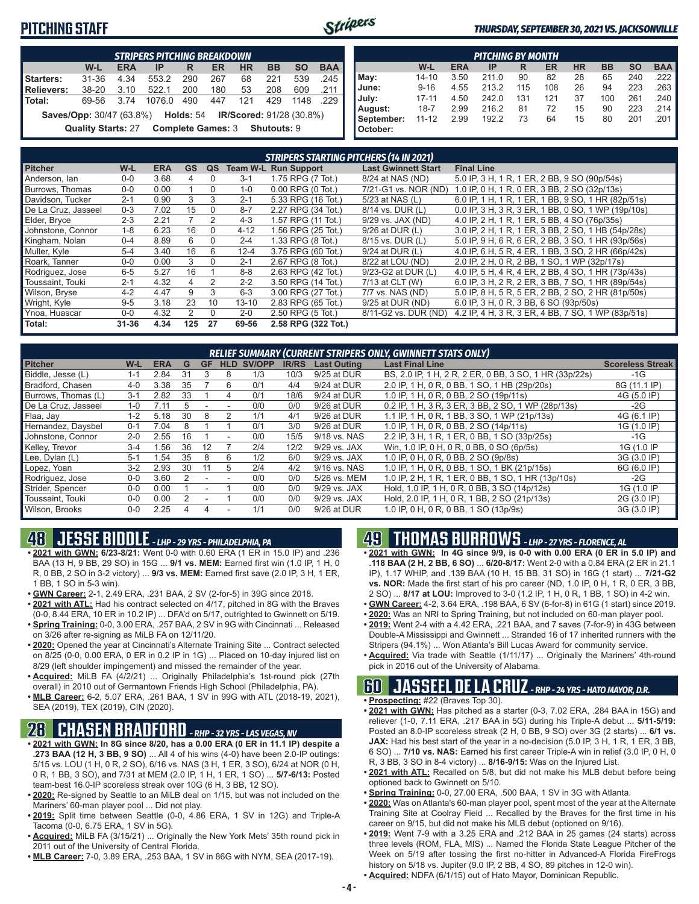# PITCHING STAFF

*THURSDAY, SEPTEMBER 30, 2021 VS. JACKSONVILLE*

**STRIPERS PITCHING BREAKDOWN**

| | W-L | ERA | IP | R | ER | HR | BB | SO | BAA |
|---|---|---|---|---|---|---|---|---|---|
| Starters: | 31-36 | 4.34 | 553.2 | 290 | 267 | 68 | 221 | 539 | .245 |
| Relievers: | 38-20 | 3.10 | 522.1 | 200 | 180 | 53 | 208 | 609 | .211 |
| Total: | 69-56 | 3.74 | 1076.0 | 490 | 447 | 121 | 429 | 1148 | .229 |

**Saves/Opp:** 30/47 (63.8%) **Holds:** 54 **IR/Scored:** 91/28 (30.8%)

**Quality Starts:** 27 **Complete Games:** 3 **Shutouts:** 9

**PITCHING BY MONTH**

| | W-L | ERA | IP | R | ER | HR | BB | SO | BAA |
|---|---|---|---|---|---|---|---|---|---|
| May: | 14-10 | 3.50 | 211.0 | 90 | 82 | 28 | 65 | 240 | .222 |
| June: | 9-16 | 4.55 | 213.2 | 115 | 108 | 26 | 94 | 223 | .263 |
| July: | 17-11 | 4.50 | 242.0 | 131 | 121 | 37 | 100 | 261 | .240 |
| August: | 18-7 | 2.99 | 216.2 | 81 | 72 | 15 | 90 | 223 | .214 |
| September: | 11-12 | 2.99 | 192.2 | 73 | 64 | 15 | 80 | 201 | .201 |
| October: | | | | | | | | | |

**STRIPERS STARTING PITCHERS (14 IN 2021)**

| Pitcher | W-L | ERA | GS | QS | Team W-L | Run Support | Last Gwinnett Start | Final Line |
|---|---|---|---|---|---|---|---|---|
| Anderson, Ian | 0-0 | 3.68 | 4 | 0 | 3-1 | 1.75 RPG (7 Tot.) | 8/24 at NAS (ND) | 5.0 IP, 3 H, 1 R, 1 ER, 2 BB, 9 SO (90p/54s) |
| Burrows, Thomas | 0-0 | 0.00 | 1 | 0 | 1-0 | 0.00 RPG (0 Tot.) | 7/21-G1 vs. NOR (ND) | 1.0 IP, 0 H, 1 R, 0 ER, 3 BB, 2 SO (32p/13s) |
| Davidson, Tucker | 2-1 | 0.90 | 3 | 3 | 2-1 | 5.33 RPG (16 Tot.) | 5/23 at NAS (L) | 6.0 IP, 1 H, 1 R, 1 ER, 1 BB, 9 SO, 1 HR (82p/51s) |
| De La Cruz, Jasseel | 0-3 | 7.02 | 15 | 0 | 8-7 | 2.27 RPG (34 Tot.) | 8/14 vs. DUR (L) | 0.0 IP, 3 H, 3 R, 3 ER, 1 BB, 0 SO, 1 WP (19p/10s) |
| Elder, Bryce | 2-3 | 2.21 | 7 | 2 | 4-3 | 1.57 RPG (11 Tot.) | 9/29 vs. JAX (ND) | 4.0 IP, 2 H, 1 R, 1 ER, 5 BB, 4 SO (76p/35s) |
| Johnstone, Connor | 1-8 | 6.23 | 16 | 0 | 4-12 | 1.56 RPG (25 Tot.) | 9/26 at DUR (L) | 3.0 IP, 2 H, 1 R, 1 ER, 3 BB, 2 SO, 1 HB (54p/28s) |
| Kingham, Nolan | 0-4 | 8.89 | 6 | 0 | 2-4 | 1.33 RPG (8 Tot.) | 8/15 vs. DUR (L) | 5.0 IP, 9 H, 6 R, 6 ER, 2 BB, 3 SO, 1 HR (93p/56s) |
| Muller, Kyle | 5-4 | 3.40 | 16 | 6 | 12-4 | 3.75 RPG (60 Tot.) | 9/24 at DUR (L) | 4.0 IP, 6 H, 5 R, 4 ER, 1 BB, 6 SO, 2 HR (66p/42s) |
| Roark, Tanner | 0-0 | 0.00 | 3 | 0 | 2-1 | 2.67 RPG (8 Tot.) | 8/22 at LOU (ND) | 2.0 IP, 2 H, 0 R, 2 BB, 1 SO, 1 WP (32p/17s) |
| Rodriguez, Jose | 6-5 | 5.27 | 16 | 1 | 8-8 | 2.63 RPG (42 Tot.) | 9/23-G2 at DUR (L) | 4.0 IP, 5 H, 4 R, 4 ER, 2 BB, 4 SO, 1 HR (73p/43s) |
| Toussaint, Touki | 2-1 | 4.32 | 4 | 2 | 2-2 | 3.50 RPG (14 Tot.) | 7/13 at CLT (W) | 6.0 IP, 3 H, 2 R, 2 ER, 3 BB, 7 SO, 1 HR (89p/54s) |
| Wilson, Bryse | 4-2 | 4.47 | 9 | 3 | 6-3 | 3.00 RPG (27 Tot.) | 7/7 vs. NAS (ND) | 5.0 IP, 8 H, 5 R, 5 ER, 2 BB, 2 SO, 2 HR (81p/50s) |
| Wright, Kyle | 9-5 | 3.18 | 23 | 10 | 13-10 | 2.83 RPG (65 Tot.) | 9/25 at DUR (ND) | 6.0 IP, 3 H, 0 R, 3 BB, 6 SO (93p/50s) |
| Ynoa, Huascar | 0-0 | 4.32 | 2 | 0 | 2-0 | 2.50 RPG (5 Tot.) | 8/11-G2 vs. DUR (ND) | 4.2 IP, 4 H, 3 R, 3 ER, 4 BB, 7 SO, 1 WP (83p/51s) |
| Total: | 31-36 | 4.34 | 125 | 27 | 69-56 | 2.58 RPG (322 Tot.) | | |

**RELIEF SUMMARY (CURRENT STRIPERS ONLY, GWINNETT STATS ONLY)**

| Pitcher | W-L | ERA | G | GF | HLD | SV/OPP | IR/RS | Last Outing | Last Final Line | Scoreless Streak |
|---|---|---|---|---|---|---|---|---|---|---|
| Biddle, Jesse (L) | 1-1 | 2.84 | 31 | 3 | 8 | 1/3 | 10/3 | 9/25 at DUR | BS, 2.0 IP, 1 H, 2 R, 2 ER, 0 BB, 3 SO, 1 HR (33p/22s) | -1G |
| Bradford, Chasen | 4-0 | 3.38 | 35 | 7 | 6 | 0/1 | 4/4 | 9/24 at DUR | 2.0 IP, 1 H, 0 R, 0 BB, 1 SO, 1 HB (29p/20s) | 8G (11.1 IP) |
| Burrows, Thomas (L) | 3-1 | 2.82 | 33 | 1 | 4 | 0/1 | 18/6 | 9/24 at DUR | 1.0 IP, 1 H, 0 R, 0 BB, 2 SO (19p/11s) | 4G (5.0 IP) |
| De La Cruz, Jasseel | 1-0 | 7.11 | 5 | - | - | 0/0 | 0/0 | 9/26 at DUR | 0.2 IP, 1 H, 3 R, 3 ER, 3 BB, 2 SO, 1 WP (28p/13s) | -2G |
| Flaa, Jay | 1-2 | 5.18 | 30 | 8 | 2 | 1/1 | 4/1 | 9/26 at DUR | 1.1 IP, 1 H, 0 R, 1 BB, 3 SO, 1 WP (21p/13s) | 4G (6.1 IP) |
| Hernandez, Daysbel | 0-1 | 7.04 | 8 | 1 | 1 | 0/1 | 3/0 | 9/26 at DUR | 1.0 IP, 1 H, 0 R, 0 BB, 2 SO (14p/11s) | 1G (1.0 IP) |
| Johnstone, Connor | 2-0 | 2.55 | 16 | 1 | - | 0/0 | 15/5 | 9/18 vs. NAS | 2.2 IP, 3 H, 1 R, 1 ER, 0 BB, 1 SO (33p/25s) | -1G |
| Kelley, Trevor | 3-4 | 1.56 | 36 | 12 | 7 | 2/4 | 12/2 | 9/29 vs. JAX | Win, 1.0 IP, 0 H, 0 R, 0 BB, 0 SO (6p/5s) | 1G (1.0 IP |
| Lee, Dylan (L) | 5-1 | 1.54 | 35 | 8 | 6 | 1/2 | 6/0 | 9/29 vs. JAX | 1.0 IP, 0 H, 0 R, 0 BB, 2 SO (9p/8s) | 3G (3.0 IP) |
| Lopez, Yoan | 3-2 | 2.93 | 30 | 11 | 5 | 2/4 | 4/2 | 9/16 vs. NAS | 1.0 IP, 1 H, 0 R, 0 BB, 1 SO, 1 BK (21p/15s) | 6G (6.0 IP) |
| Rodriguez, Jose | 0-0 | 3.60 | 2 | - | - | 0/0 | 0/0 | 5/26 vs. MEM | 1.0 IP, 2 H, 1 R, 1 ER, 0 BB, 1 SO, 1 HR (13p/10s) | -2G |
| Strider, Spencer | 0-0 | 0.00 | 1 | - | 1 | 0/0 | 0/0 | 9/29 vs. JAX | Hold, 1.0 IP, 1 H, 0 R, 0 BB, 3 SO (14p/12s) | 1G (1.0 IP |
| Toussaint, Touki | 0-0 | 0.00 | 2 | - | 1 | 0/0 | 0/0 | 9/29 vs. JAX | Hold, 2.0 IP, 1 H, 0 R, 1 BB, 2 SO (21p/13s) | 2G (3.0 IP) |
| Wilson, Brooks | 0-0 | 2.25 | 4 | 4 | - | 1/1 | 0/0 | 9/26 at DUR | 1.0 IP, 0 H, 0 R, 0 BB, 1 SO (13p/9s) | 3G (3.0 IP) |

## 48 JESSE BIDDLE - *LHP - 29 YRS - PHILADELPHIA, PA*

- **2021 with GWN:** 6/23-8/21: Went 0-0 with 0.60 ERA (1 ER in 15.0 IP) and .236 BAA (13 H, 9 BB, 29 SO) in 15G ... **9/1 vs. MEM:** Earned first win (1.0 IP, 1 H, 0 R, 0 BB, 2 SO in 3-2 victory) ... **9/3 vs. MEM:** Earned first save (2.0 IP, 3 H, 1 ER, 1 BB, 1 SO in 5-3 win).
- **GWN Career:** 2-1, 2.49 ERA, .231 BAA, 2 SV (2-for-5) in 39G since 2018.
- **2021 with ATL:** Had his contract selected on 4/17, pitched in 8G with the Braves (0-0, 8.44 ERA, 10 ER in 10.2 IP) ... DFA'd on 5/17, outrighted to Gwinnett on 5/19.
- **Spring Training:** 0-0, 3.00 ERA, .257 BAA, 2 SV in 9G with Cincinnati ... Released on 3/26 after re-signing as MiLB FA on 12/11/20.
- **2020:** Opened the year at Cincinnati's Alternate Training Site ... Contract selected on 8/25 (0-0, 0.00 ERA, 0 ER in 0.2 IP in 1G) ... Placed on 10-day injured list on 8/29 (left shoulder impingement) and missed the remainder of the year.
- **Acquired:** MiLB FA (4/2/21) ... Originally Philadelphia's 1st-round pick (27th overall) in 2010 out of Germantown Friends High School (Philadelphia, PA).
- **MLB Career:** 6-2, 5.07 ERA, .261 BAA, 1 SV in 99G with ATL (2018-19, 2021), SEA (2019), TEX (2019), CIN (2020).

## 28 CHASEN BRADFORD - *RHP - 32 YRS - LAS VEGAS, NV*

- **2021 with GWN: In 8G since 8/20, has a 0.00 ERA (0 ER in 11.1 IP) despite a .273 BAA (12 H, 3 BB, 9 SO)** ... All 4 of his wins (4-0) have been 2.0-IP outings: 5/15 vs. LOU (1 H, 0 R, 2 SO), 6/16 vs. NAS (3 H, 1 ER, 3 SO), 6/24 at NOR (0 H, 0 R, 1 BB, 3 SO), and 7/31 at MEM (2.0 IP, 1 H, 1 ER, 1 SO) ... **5/7-6/13:** Posted team-best 16.0-IP scoreless streak over 10G (6 H, 3 BB, 12 SO).
- **2020:** Re-signed by Seattle to an MiLB deal on 1/15, but was not included on the Mariners' 60-man player pool ... Did not play.
- **2019:** Split time between Seattle (0-0, 4.86 ERA, 1 SV in 12G) and Triple-A Tacoma (0-0, 6.75 ERA, 1 SV in 5G).
- **Acquired:** MiLB FA (3/15/21) ... Originally the New York Mets' 35th round pick in 2011 out of the University of Central Florida.
- **MLB Career:** 7-0, 3.89 ERA, .253 BAA, 1 SV in 86G with NYM, SEA (2017-19).

## 49 THOMAS BURROWS - *LHP - 27 YRS - FLORENCE, AL*

- **2021 with GWN: In 4G since 9/9, is 0-0 with 0.00 ERA (0 ER in 5.0 IP) and .118 BAA (2 H, 2 BB, 6 SO)** ... **6/20-8/17:** Went 2-0 with a 0.84 ERA (2 ER in 21.1 IP), 1.17 WHIP, and .139 BAA (10 H, 15 BB, 31 SO) in 16G (1 start) ... **7/21-G2 vs. NOR:** Made the first start of his pro career (ND, 1.0 IP, 0 H, 1 R, 0 ER, 3 BB, 2 SO) ... **8/17 at LOU:** Improved to 3-0 (1.2 IP, 1 H, 0 R, 1 BB, 1 SO) in 4-2 win.
- **GWN Career:** 4-2, 3.64 ERA, .198 BAA, 6 SV (6-for-8) in 61G (1 start) since 2019.
- **2020:** Was an NRI to Spring Training, but not included on 60-man player pool.
- **2019:** Went 2-4 with a 4.42 ERA, .221 BAA, and 7 saves (7-for-9) in 43G between Double-A Mississippi and Gwinnett ... Stranded 16 of 17 inherited runners with the Stripers (94.1%) ... Won Atlanta's Bill Lucas Award for community service.
- **Acquired:** Via trade with Seattle (1/11/17) ... Originally the Mariners' 4th-round pick in 2016 out of the University of Alabama.

## 60 JASSEEL DE LA CRUZ - *RHP - 24 YRS - HATO MAYOR, D.R.*

- **Prospecting:** #22 (Braves Top 30).
- **2021 with GWN:** Has pitched as a starter (0-3, 7.02 ERA, .284 BAA in 15G) and reliever (1-0, 7.11 ERA, .217 BAA in 5G) during his Triple-A debut ... **5/11-5/19:** Posted an 8.0-IP scoreless streak (2 H, 0 BB, 9 SO) over 3G (2 starts) ... **6/1 vs. JAX:** Had his best start of the year in a no-decision (5.0 IP, 3 H, 1 R, 1 ER, 3 BB, 6 SO) ... **7/10 vs. NAS:** Earned his first career Triple-A win in relief (3.0 IP, 0 H, 0 R, 3 BB, 3 SO in 8-4 victory) ... **8/16-9/15:** Was on the Injured List.
- **2021 with ATL:** Recalled on 5/8, but did not make his MLB debut before being optioned back to Gwinnett on 5/10.
- **Spring Training:** 0-0, 27.00 ERA, .500 BAA, 1 SV in 3G with Atlanta.
- **2020:** Was on Atlanta's 60-man player pool, spent most of the year at the Alternate Training Site at Coolray Field ... Recalled by the Braves for the first time in his career on 9/15, but did not make his MLB debut (optioned on 9/16).
- **2019:** Went 7-9 with a 3.25 ERA and .212 BAA in 25 games (24 starts) across three levels (ROM, FLA, MIS) ... Named the Florida State League Pitcher of the Week on 5/19 after tossing the first no-hitter in Advanced-A Florida FireFrogs history on 5/18 vs. Jupiter (9.0 IP, 2 BB, 4 SO, 89 pitches in 12-0 win).
- **Acquired:** NDFA (6/1/15) out of Hato Mayor, Dominican Republic.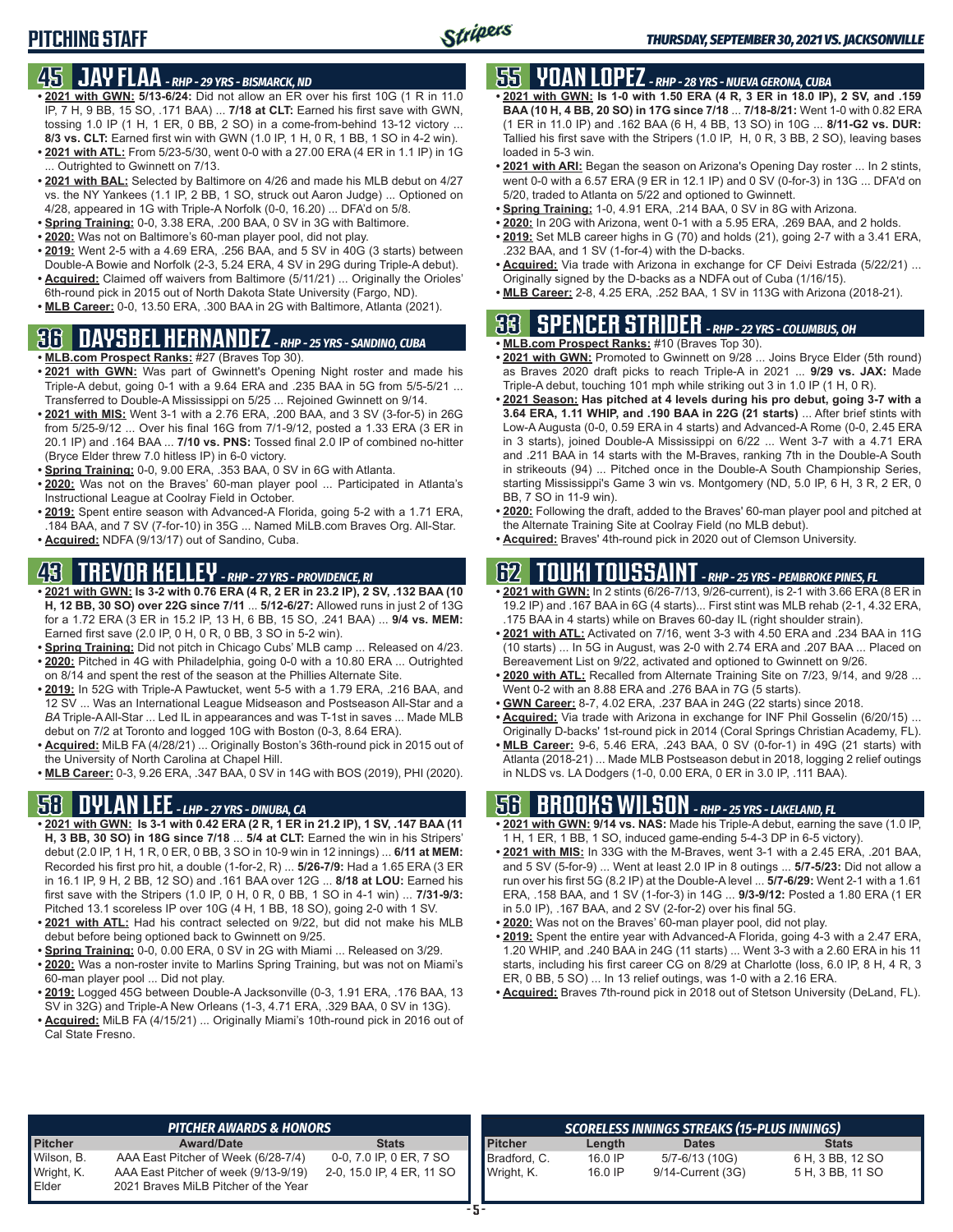## PITCHING STAFF

*THURSDAY, SEPTEMBER 30, 2021 VS. JACKSONVILLE*

### 45 JAY FLAA - *RHP - 29 YRS - BISMARCK, ND*

- **2021 with GWN: 5/13-6/24:** Did not allow an ER over his first 10G (1 R in 11.0 IP, 7 H, 9 BB, 15 SO, .171 BAA) ... **7/18 at CLT:** Earned his first save with GWN, tossing 1.0 IP (1 H, 1 ER, 0 BB, 2 SO) in a come-from-behind 13-12 victory ... **8/3 vs. CLT:** Earned first win with GWN (1.0 IP, 1 H, 0 R, 1 BB, 1 SO in 4-2 win).
- **2021 with ATL:** From 5/23-5/30, went 0-0 with a 27.00 ERA (4 ER in 1.1 IP) in 1G ... Outrighted to Gwinnett on 7/13.
- **2021 with BAL:** Selected by Baltimore on 4/26 and made his MLB debut on 4/27 vs. the NY Yankees (1.1 IP, 2 BB, 1 SO, struck out Aaron Judge) ... Optioned on 4/28, appeared in 1G with Triple-A Norfolk (0-0, 16.20) ... DFA'd on 5/8.
- **Spring Training:** 0-0, 3.38 ERA, .200 BAA, 0 SV in 3G with Baltimore.
- **2020:** Was not on Baltimore's 60-man player pool, did not play.
- **2019:** Went 2-5 with a 4.69 ERA, .256 BAA, and 5 SV in 40G (3 starts) between Double-A Bowie and Norfolk (2-3, 5.24 ERA, 4 SV in 29G during Triple-A debut).
- **Acquired:** Claimed off waivers from Baltimore (5/11/21) ... Originally the Orioles' 6th-round pick in 2015 out of North Dakota State University (Fargo, ND).
- **MLB Career:** 0-0, 13.50 ERA, .300 BAA in 2G with Baltimore, Atlanta (2021).

### 36 DAYSBEL HERNANDEZ - *RHP - 25 YRS - SANDINO, CUBA*

- **MLB.com Prospect Ranks:** #27 (Braves Top 30).
- **2021 with GWN:** Was part of Gwinnett's Opening Night roster and made his Triple-A debut, going 0-1 with a 9.64 ERA and .235 BAA in 5G from 5/5-5/21 ... Transferred to Double-A Mississippi on 5/25 ... Rejoined Gwinnett on 9/14.
- **2021 with MIS:** Went 3-1 with a 2.76 ERA, .200 BAA, and 3 SV (3-for-5) in 26G from 5/25-9/12 ... Over his final 16G from 7/1-9/12, posted a 1.33 ERA (3 ER in 20.1 IP) and .164 BAA ... **7/10 vs. PNS:** Tossed final 2.0 IP of combined no-hitter (Bryce Elder threw 7.0 hitless IP) in 6-0 victory.
- **Spring Training:** 0-0, 9.00 ERA, .353 BAA, 0 SV in 6G with Atlanta.
- **2020:** Was not on the Braves' 60-man player pool ... Participated in Atlanta's Instructional League at Coolray Field in October.
- **2019:** Spent entire season with Advanced-A Florida, going 5-2 with a 1.71 ERA, .184 BAA, and 7 SV (7-for-10) in 35G ... Named MiLB.com Braves Org. All-Star.
- **Acquired:** NDFA (9/13/17) out of Sandino, Cuba.

### 43 TREVOR KELLEY - *RHP - 27 YRS - PROVIDENCE, RI*

- **2021 with GWN: Is 3-2 with 0.76 ERA (4 R, 2 ER in 23.2 IP), 2 SV, .132 BAA (10 H, 12 BB, 30 SO) over 22G since 7/11** ... **5/12-6/27:** Allowed runs in just 2 of 13G for a 1.72 ERA (3 ER in 15.2 IP, 13 H, 6 BB, 15 SO, .241 BAA) ... **9/4 vs. MEM:** Earned first save (2.0 IP, 0 H, 0 R, 0 BB, 3 SO in 5-2 win).
- **Spring Training:** Did not pitch in Chicago Cubs' MLB camp ... Released on 4/23.
- **2020:** Pitched in 4G with Philadelphia, going 0-0 with a 10.80 ERA ... Outrighted on 8/14 and spent the rest of the season at the Phillies Alternate Site.
- **2019:** In 52G with Triple-A Pawtucket, went 5-5 with a 1.79 ERA, .216 BAA, and 12 SV ... Was an International League Midseason and Postseason All-Star and a *BA* Triple-A All-Star ... Led IL in appearances and was T-1st in saves ... Made MLB debut on 7/2 at Toronto and logged 10G with Boston (0-3, 8.64 ERA).
- **Acquired:** MiLB FA (4/28/21) ... Originally Boston's 36th-round pick in 2015 out of the University of North Carolina at Chapel Hill.
- **MLB Career:** 0-3, 9.26 ERA, .347 BAA, 0 SV in 14G with BOS (2019), PHI (2020).

### 58 DYLAN LEE - *LHP - 27 YRS - DINUBA, CA*

- **2021 with GWN: Is 3-1 with 0.42 ERA (2 R, 1 ER in 21.2 IP), 1 SV, .147 BAA (11 H, 3 BB, 30 SO) in 18G since 7/18** ... **5/4 at CLT:** Earned the win in his Stripers' debut (2.0 IP, 1 H, 1 R, 0 ER, 0 BB, 3 SO in 10-9 win in 12 innings) ... **6/11 at MEM:** Recorded his first pro hit, a double (1-for-2, R) ... **5/26-7/9:** Had a 1.65 ERA (3 ER in 16.1 IP, 9 H, 2 BB, 12 SO) and .161 BAA over 12G ... **8/18 at LOU:** Earned his first save with the Stripers (1.0 IP, 0 H, 0 R, 0 BB, 1 SO in 4-1 win) ... **7/31-9/3:** Pitched 13.1 scoreless IP over 10G (4 H, 1 BB, 18 SO), going 2-0 with 1 SV.
- **2021 with ATL:** Had his contract selected on 9/22, but did not make his MLB debut before being optioned back to Gwinnett on 9/25.
- **Spring Training:** 0-0, 0.00 ERA, 0 SV in 2G with Miami ... Released on 3/29.
- **2020:** Was a non-roster invite to Marlins Spring Training, but was not on Miami's 60-man player pool ... Did not play.
- **2019:** Logged 45G between Double-A Jacksonville (0-3, 1.91 ERA, .176 BAA, 13 SV in 32G) and Triple-A New Orleans (1-3, 4.71 ERA, .329 BAA, 0 SV in 13G).
- **Acquired:** MiLB FA (4/15/21) ... Originally Miami's 10th-round pick in 2016 out of Cal State Fresno.

### 55 YOAN LOPEZ - *RHP - 28 YRS - NUEVA GERONA, CUBA*

- **2021 with GWN: Is 1-0 with 1.50 ERA (4 R, 3 ER in 18.0 IP), 2 SV, and .159 BAA (10 H, 4 BB, 20 SO) in 17G since 7/18** ... **7/18-8/21:** Went 1-0 with 0.82 ERA (1 ER in 11.0 IP) and .162 BAA (6 H, 4 BB, 13 SO) in 10G ... **8/11-G2 vs. DUR:** Tallied his first save with the Stripers (1.0 IP, H, 0 R, 3 BB, 2 SO), leaving bases loaded in 5-3 win.
- **2021 with ARI:** Began the season on Arizona's Opening Day roster ... In 2 stints, went 0-0 with a 6.57 ERA (9 ER in 12.1 IP) and 0 SV (0-for-3) in 13G ... DFA'd on 5/20, traded to Atlanta on 5/22 and optioned to Gwinnett.
- **Spring Training:** 1-0, 4.91 ERA, .214 BAA, 0 SV in 8G with Arizona.
- **2020:** In 20G with Arizona, went 0-1 with a 5.95 ERA, .269 BAA, and 2 holds.
- **2019:** Set MLB career highs in G (70) and holds (21), going 2-7 with a 3.41 ERA, .232 BAA, and 1 SV (1-for-4) with the D-backs.
- **Acquired:** Via trade with Arizona in exchange for CF Deivi Estrada (5/22/21) ... Originally signed by the D-backs as a NDFA out of Cuba (1/16/15).
- **MLB Career:** 2-8, 4.25 ERA, .252 BAA, 1 SV in 113G with Arizona (2018-21).

### 33 SPENCER STRIDER - *RHP - 22 YRS - COLUMBUS, OH*

- **MLB.com Prospect Ranks:** #10 (Braves Top 30).
- **2021 with GWN:** Promoted to Gwinnett on 9/28 ... Joins Bryce Elder (5th round) as Braves 2020 draft picks to reach Triple-A in 2021 ... **9/29 vs. JAX:** Made Triple-A debut, touching 101 mph while striking out 3 in 1.0 IP (1 H, 0 R).
- **2021 Season: Has pitched at 4 levels during his pro debut, going 3-7 with a 3.64 ERA, 1.11 WHIP, and .190 BAA in 22G (21 starts)** ... After brief stints with Low-A Augusta (0-0, 0.59 ERA in 4 starts) and Advanced-A Rome (0-0, 2.45 ERA in 3 starts), joined Double-A Mississippi on 6/22 ... Went 3-7 with a 4.71 ERA and .211 BAA in 14 starts with the M-Braves, ranking 7th in the Double-A South in strikeouts (94) ... Pitched once in the Double-A South Championship Series, starting Mississippi's Game 3 win vs. Montgomery (ND, 5.0 IP, 6 H, 3 R, 2 ER, 0 BB, 7 SO in 11-9 win).
- **2020:** Following the draft, added to the Braves' 60-man player pool and pitched at the Alternate Training Site at Coolray Field (no MLB debut).
- **Acquired:** Braves' 4th-round pick in 2020 out of Clemson University.

### 62 TOUKI TOUSSAINT - *RHP - 25 YRS - PEMBROKE PINES, FL*

- **2021 with GWN:** In 2 stints (6/26-7/13, 9/26-current), is 2-1 with 3.66 ERA (8 ER in 19.2 IP) and .167 BAA in 6G (4 starts)... First stint was MLB rehab (2-1, 4.32 ERA, .175 BAA in 4 starts) while on Braves 60-day IL (right shoulder strain).
- **2021 with ATL:** Activated on 7/16, went 3-3 with 4.50 ERA and .234 BAA in 11G (10 starts) ... In 5G in August, was 2-0 with 2.74 ERA and .207 BAA ... Placed on Bereavement List on 9/22, activated and optioned to Gwinnett on 9/26.
- **2020 with ATL:** Recalled from Alternate Training Site on 7/23, 9/14, and 9/28 ... Went 0-2 with an 8.88 ERA and .276 BAA in 7G (5 starts).
- **GWN Career:** 8-7, 4.02 ERA, .237 BAA in 24G (22 starts) since 2018.
- **Acquired:** Via trade with Arizona in exchange for INF Phil Gosselin (6/20/15) ... Originally D-backs' 1st-round pick in 2014 (Coral Springs Christian Academy, FL).
- **MLB Career:** 9-6, 5.46 ERA, .243 BAA, 0 SV (0-for-1) in 49G (21 starts) with Atlanta (2018-21) ... Made MLB Postseason debut in 2018, logging 2 relief outings in NLDS vs. LA Dodgers (1-0, 0.00 ERA, 0 ER in 3.0 IP, .111 BAA).

### 56 BROOKS WILSON - *RHP - 25 YRS - LAKELAND, FL*

- **2021 with GWN: 9/14 vs. NAS:** Made his Triple-A debut, earning the save (1.0 IP, 1 H, 1 ER, 1 BB, 1 SO, induced game-ending 5-4-3 DP in 6-5 victory).
- **2021 with MIS:** In 33G with the M-Braves, went 3-1 with a 2.45 ERA, .201 BAA, and 5 SV (5-for-9) ... Went at least 2.0 IP in 8 outings ... **5/7-5/23:** Did not allow a run over his first 5G (8.2 IP) at the Double-A level ... **5/7-6/29:** Went 2-1 with a 1.61 ERA, .158 BAA, and 1 SV (1-for-3) in 14G ... **9/3-9/12:** Posted a 1.80 ERA (1 ER in 5.0 IP), .167 BAA, and 2 SV (2-for-2) over his final 5G.
- **2020:** Was not on the Braves' 60-man player pool, did not play.
- **2019:** Spent the entire year with Advanced-A Florida, going 4-3 with a 2.47 ERA, 1.20 WHIP, and .240 BAA in 24G (11 starts) ... Went 3-3 with a 2.60 ERA in his 11 starts, including his first career CG on 8/29 at Charlotte (loss, 6.0 IP, 8 H, 4 R, 3 ER, 0 BB, 5 SO) ... In 13 relief outings, was 1-0 with a 2.16 ERA.
- **Acquired:** Braves 7th-round pick in 2018 out of Stetson University (DeLand, FL).

#### PITCHER AWARDS & HONORS

| Pitcher | Award/Date | Stats |
|---|---|---|
| Wilson, B. | AAA East Pitcher of Week (6/28-7/4) | 0-0, 7.0 IP, 0 ER, 7 SO |
| Wright, K. | AAA East Pitcher of week (9/13-9/19) | 2-0, 15.0 IP, 4 ER, 11 SO |
| Elder | 2021 Braves MiLB Pitcher of the Year | |

#### SCORELESS INNINGS STREAKS (15-PLUS INNINGS)

| Pitcher | Length | Dates | Stats |
|---|---|---|---|
| Bradford, C. | 16.0 IP | 5/7-6/13 (10G) | 6 H, 3 BB, 12 SO |
| Wright, K. | 16.0 IP | 9/14-Current (3G) | 5 H, 3 BB, 11 SO |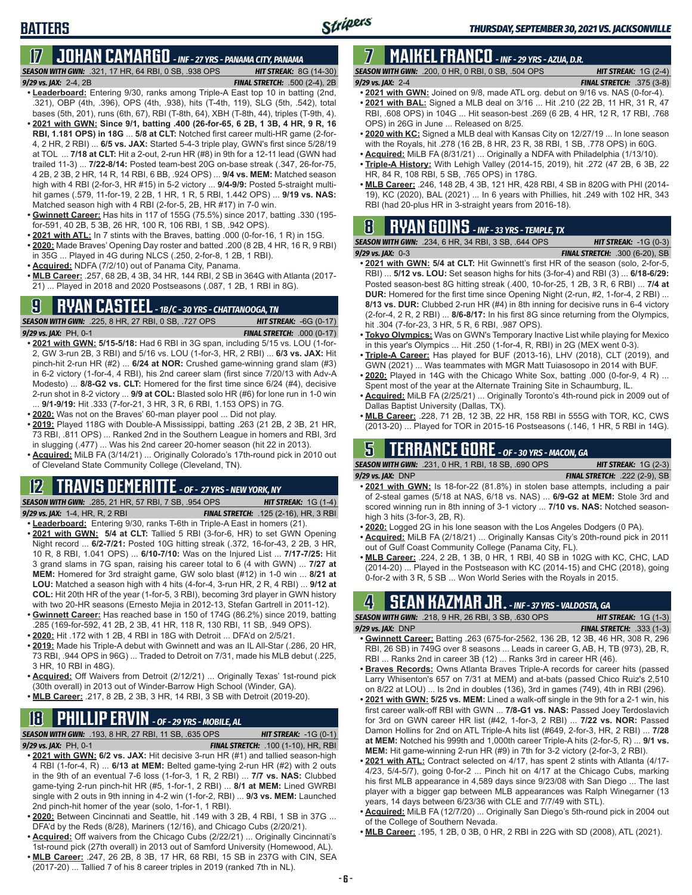## BATTERS

## 17 JOHAN CAMARGO - INF - 27 YRS - PANAMA CITY, PANAMA

**SEASON WITH GWN:** .321, 17 HR, 64 RBI, 0 SB, .938 OPS **HIT STREAK:** 8G (14-30)
*9/29 vs. JAX:* 2-4, 2B **FINAL STRETCH:** .500 (2-4), 2B

- **Leaderboard:** Entering 9/30, ranks among Triple-A East top 10 in batting (2nd, .321), OBP (4th, .396), OPS (4th, .938), hits (T-4th, 119), SLG (5th, .542), total bases (5th, 201), runs (6th, 67), RBI (T-8th, 64), XBH (T-8th, 44), triples (T-9th, 4).
- **2021 with GWN: Since 9/1, batting .400 (26-for-65, 6 2B, 1 3B, 4 HR, 9 R, 16 RBI, 1.181 OPS) in 18G** ... **5/8 at CLT:** Notched first career multi-HR game (2-for-4, 2 HR, 2 RBI) ... **6/5 vs. JAX:** Started 5-4-3 triple play, GWN's first since 5/28/19 at TOL ... **7/18 at CLT:** Hit a 2-out, 2-run HR (#8) in 9th for a 12-11 lead (GWN had trailed 11-3) ... **7/22-8/14:** Posted team-best 20G on-base streak (.347, 26-for-75, 4 2B, 2 3B, 2 HR, 14 R, 14 RBI, 6 BB, .924 OPS) ... **9/4 vs. MEM:** Matched season high with 4 RBI (2-for-3, HR #15) in 5-2 victory ... **9/4-9/9:** Posted 5-straight multi-hit games (.579, 11-for-19, 2 2B, 1 HR, 1 R, 5 RBI, 1.442 OPS) ... **9/19 vs. NAS:** Matched season high with 4 RBI (2-for-5, 2B, HR #17) in 7-0 win.
- **Gwinnett Career:** Has hits in 117 of 155G (75.5%) since 2017, batting .330 (195-for-591, 40 2B, 5 3B, 26 HR, 100 R, 106 RBI, 1 SB, .942 OPS).
- **2021 with ATL:** In 7 stints with the Braves, batting .000 (0-for-16, 1 R) in 15G.
- **2020:** Made Braves' Opening Day roster and batted .200 (8 2B, 4 HR, 16 R, 9 RBI) in 35G ... Played in 4G during NLCS (.250, 2-for-8, 1 2B, 1 RBI).
- **Acquired:** NDFA (7/2/10) out of Panama City, Panama.
- **MLB Career:** .257, 68 2B, 4 3B, 34 HR, 144 RBI, 2 SB in 364G with Atlanta (2017-21) ... Played in 2018 and 2020 Postseasons (.087, 1 2B, 1 RBI in 8G).

## 9 RYAN CASTEEL - 1B/C - 30 YRS - CHATTANOOGA, TN

**SEASON WITH GWN:** .225, 8 HR, 27 RBI, 0 SB, .727 OPS **HIT STREAK:** -6G (0-17)
*9/29 vs. JAX:* PH, 0-1 **FINAL STRETCH:** .000 (0-17)

- **2021 with GWN: 5/15-5/18:** Had 6 RBI in 3G span, including 5/15 vs. LOU (1-for-2, GW 3-run 2B, 3 RBI) and 5/16 vs. LOU (1-for-3, HR, 2 RBI) ... **6/3 vs. JAX:** Hit pinch-hit 2-run HR (#2) ... **6/24 at NOR:** Crushed game-winning grand slam (#3) in 6-2 victory (1-for-4, 4 RBI), his 2nd career slam (first since 7/20/13 with Adv-A Modesto) ... **8/8-G2 vs. CLT:** Homered for the first time since 6/24 (#4), decisive 2-run shot in 8-2 victory ... **9/9 at COL:** Blasted solo HR (#6) for lone run in 1-0 win ... **9/1-9/19:** Hit .333 (7-for-21, 3 HR, 3 R, 6 RBI, 1.153 OPS) in 7G.
- **2020:** Was not on the Braves' 60-man player pool ... Did not play.
- **2019:** Played 118G with Double-A Mississippi, batting .263 (21 2B, 2 3B, 21 HR, 73 RBI, .811 OPS) ... Ranked 2nd in the Southern League in homers and RBI, 3rd in slugging (.477) ... Was his 2nd career 20-homer season (hit 22 in 2013).
- **Acquired:** MiLB FA (3/14/21) ... Originally Colorado's 17th-round pick in 2010 out of Cleveland State Community College (Cleveland, TN).

## 12 TRAVIS DEMERITTE - OF - 27 YRS - NEW YORK, NY

**SEASON WITH GWN:** .285, 21 HR, 57 RBI, 7 SB, .954 OPS **HIT STREAK:** 1G (1-4)
*9/29 vs. JAX:* 1-4, HR, R, 2 RBI **FINAL STRETCH:** .125 (2-16), HR, 3 RBI

- **Leaderboard:** Entering 9/30, ranks T-6th in Triple-A East in homers (21).
- **2021 with GWN: 5/4 at CLT:** Tallied 5 RBI (3-for-6, HR) to set GWN Opening Night record ... **6/2-7/21:** Posted 10G hitting streak (.372, 16-for-43, 2 2B, 3 HR, 10 R, 8 RBI, 1.041 OPS) ... **6/10-7/10:** Was on the Injured List ... **7/17-7/25:** Hit 3 grand slams in 7G span, raising his career total to 6 (4 with GWN) ... **7/27 at MEM:** Homered for 3rd straight game, GW solo blast (#12) in 1-0 win ... **8/21 at LOU:** Matched a season high with 4 hits (4-for-4, 3-run HR, 2 R, 4 RBI) ... **9/12 at COL:** Hit 20th HR of the year (1-for-5, 3 RBI), becoming 3rd player in GWN history with two 20-HR seasons (Ernesto Mejia in 2012-13, Stefan Gartrell in 2011-12).
- **Gwinnett Career:** Has reached base in 150 of 174G (86.2%) since 2019, batting .285 (169-for-592, 41 2B, 2 3B, 41 HR, 118 R, 130 RBI, 11 SB, .949 OPS).
- **2020:** Hit .172 with 1 2B, 4 RBI in 18G with Detroit ... DFA'd on 2/5/21.
- **2019:** Made his Triple-A debut with Gwinnett and was an IL All-Star (.286, 20 HR, 73 RBI, .944 OPS in 96G) ... Traded to Detroit on 7/31, made his MLB debut (.225, 3 HR, 10 RBI in 48G).
- **Acquired:** Off Waivers from Detroit (2/12/21) ... Originally Texas' 1st-round pick (30th overall) in 2013 out of Winder-Barrow High School (Winder, GA).
- **MLB Career:** .217, 8 2B, 2 3B, 3 HR, 14 RBI, 3 SB with Detroit (2019-20).

## 18 PHILLIP ERVIN - OF - 29 YRS - MOBILE, AL

**SEASON WITH GWN:** .193, 8 HR, 27 RBI, 11 SB, .635 OPS **HIT STREAK:** -1G (0-1)
*9/29 vs. JAX:* PH, 0-1 **FINAL STRETCH:** .100 (1-10), HR, RBI

- **2021 with GWN: 6/2 vs. JAX:** Hit decisive 3-run HR (#1) and tallied season-high 4 RBI (1-for-4, R) ... **6/13 at MEM:** Belted game-tying 2-run HR (#2) with 2 outs in the 9th of an eventual 7-6 loss (1-for-3, 1 R, 2 RBI) ... **7/7 vs. NAS:** Clubbed game-tying 2-run pinch-hit HR (#5, 1-for-1, 2 RBI) ... **8/1 at MEM:** Lined GWRBI single with 2 outs in 9th inning in 4-2 win (1-for-2, RBI) ... **9/3 vs. MEM:** Launched 2nd pinch-hit homer of the year (solo, 1-for-1, 1 RBI).
- **2020:** Between Cincinnati and Seattle, hit .149 with 3 2B, 4 RBI, 1 SB in 37G ... DFA'd by the Reds (8/28), Mariners (12/16), and Chicago Cubs (2/20/21).
- **Acquired:** Off waivers from the Chicago Cubs (2/22/21) ... Originally Cincinnati's 1st-round pick (27th overall) in 2013 out of Samford University (Homewood, AL).
- **MLB Career:** .247, 26 2B, 8 3B, 17 HR, 68 RBI, 15 SB in 237G with CIN, SEA (2017-20) ... Tallied 7 of his 8 career triples in 2019 (ranked 7th in NL).

## 7 MAIKEL FRANCO - INF - 29 YRS - AZUA, D.R.

**SEASON WITH GWN:** .200, 0 HR, 0 RBI, 0 SB, .504 OPS **HIT STREAK:** 1G (2-4)
*9/29 vs. JAX:* 2-4 **FINAL STRETCH:** .375 (3-8)

- **2021 with GWN:** Joined on 9/8, made ATL org. debut on 9/16 vs. NAS (0-for-4).
- **2021 with BAL:** Signed a MLB deal on 3/16 ... Hit .210 (22 2B, 11 HR, 31 R, 47 RBI, .608 OPS) in 104G ... Hit season-best .269 (6 2B, 4 HR, 12 R, 17 RBI, .768 OPS) in 26G in June ... Released on 8/25.
- **2020 with KC:** Signed a MLB deal with Kansas City on 12/27/19 ... In lone season with the Royals, hit .278 (16 2B, 8 HR, 23 R, 38 RBI, 1 SB, .778 OPS) in 60G.
- **Acquired:** MiLB FA (8/31/21) ... Originally a NDFA with Philadelphia (1/13/10).
- **Triple-A History:** With Lehigh Valley (2014-15, 2019), hit .272 (47 2B, 6 3B, 22 HR, 84 R, 108 RBI, 5 SB, .765 OPS) in 178G.
- **MLB Career:** .246, 148 2B, 4 3B, 121 HR, 428 RBI, 4 SB in 820G with PHI (2014-19), KC (2020), BAL (2021) ... In 6 years with Phillies, hit .249 with 102 HR, 343 RBI (had 20-plus HR in 3-straight years from 2016-18).

## 8 RYAN GOINS - INF - 33 YRS - TEMPLE, TX

**SEASON WITH GWN:** .234, 6 HR, 34 RBI, 3 SB, .644 OPS **HIT STREAK:** -1G (0-3)
*9/29 vs. JAX:* 0-3 **FINAL STRETCH:** .300 (6-20), SB

- **2021 with GWN: 5/4 at CLT:** Hit Gwinnett's first HR of the season (solo, 2-for-5, RBI) ... **5/12 vs. LOU:** Set season highs for hits (3-for-4) and RBI (3) ... **6/18-6/29:** Posted season-best 8G hitting streak (.400, 10-for-25, 1 2B, 3 R, 6 RBI) ... **7/4 at DUR:** Homered for the first time since Opening Night (2-run, #2, 1-for-4, 2 RBI) ... **8/13 vs. DUR:** Clubbed 2-run HR (#4) in 8th inning for decisive runs in 6-4 victory (2-for-4, 2 R, 2 RBI) ... **8/6-8/17:** In his first 8G since returning from the Olympics, hit .304 (7-for-23, 3 HR, 5 R, 6 RBI, .987 OPS).
- **Tokyo Olympics:** Was on GWN's Temporary Inactive List while playing for Mexico in this year's Olympics ... Hit .250 (1-for-4, R, RBI) in 2G (MEX went 0-3).
- **Triple-A Career:** Has played for BUF (2013-16), LHV (2018), CLT (2019), and GWN (2021) ... Was teammates with MGR Matt Tuiasosopo in 2014 with BUF.
- **2020:** Played in 14G with the Chicago White Sox, batting .000 (0-for-9, 4 R) ... Spent most of the year at the Alternate Training Site in Schaumburg, IL.
- **Acquired:** MiLB FA (2/25/21) ... Originally Toronto's 4th-round pick in 2009 out of Dallas Baptist University (Dallas, TX).
- **MLB Career:** .228, 71 2B, 12 3B, 22 HR, 158 RBI in 555G with TOR, KC, CWS (2013-20) ... Played for TOR in 2015-16 Postseasons (.146, 1 HR, 5 RBI in 14G).

## 5 TERRANCE GORE - OF - 30 YRS - MACON, GA

**SEASON WITH GWN:** .231, 0 HR, 1 RBI, 18 SB, .690 OPS **HIT STREAK:** 1G (2-3)
*9/29 vs. JAX:* DNP **FINAL STRETCH:** .222 (2-9), SB

- **2021 with GWN:** Is 18-for-22 (81.8%) in stolen base attempts, including a pair of 2-steal games (5/18 at NAS, 6/18 vs. NAS) ... **6/9-G2 at MEM:** Stole 3rd and scored winning run in 8th inning of 3-1 victory ... **7/10 vs. NAS:** Notched season-high 3 hits (3-for-3, 2B, R).
- **2020:** Logged 2G in his lone season with the Los Angeles Dodgers (0 PA).
- **Acquired:** MiLB FA (2/18/21) ... Originally Kansas City's 20th-round pick in 2011 out of Gulf Coast Community College (Panama City, FL).
- **MLB Career:** .224, 2 2B, 1 3B, 0 HR, 1 RBI, 40 SB in 102G with KC, CHC, LAD (2014-20) ... Played in the Postseason with KC (2014-15) and CHC (2018), going 0-for-2 with 3 R, 5 SB ... Won World Series with the Royals in 2015.

## 4 SEAN KAZMAR JR. - INF - 37 YRS - VALDOSTA, GA

**SEASON WITH GWN:** .218, 9 HR, 26 RBI, 3 SB, .630 OPS **HIT STREAK:** 1G (1-3)
*9/29 vs. JAX:* DNP **FINAL STRETCH:** .333 (1-3)

- **Gwinnett Career:** Batting .263 (675-for-2562, 136 2B, 12 3B, 46 HR, 308 R, 296 RBI, 26 SB) in 749G over 8 seasons ... Leads in career G, AB, H, TB (973), 2B, R, RBI ... Ranks 2nd in career 3B (12) ... Ranks 3rd in career HR (46).
- **Braves Records:** Owns Atlanta Braves Triple-A records for career hits (passed Larry Whisenton's 657 on 7/31 at MEM) and at-bats (passed Chico Ruiz's 2,510 on 8/22 at LOU) ... Is 2nd in doubles (136), 3rd in games (749), 4th in RBI (296).
- **2021 with GWN: 5/25 vs. MEM:** Lined a walk-off single in the 9th for a 2-1 win, his first career walk-off RBI with GWN ... **7/8-G1 vs. NAS:** Passed Joey Terdoslavich for 3rd on GWN career HR list (#42, 1-for-3, 2 RBI) ... **7/22 vs. NOR:** Passed Damon Hollins for 2nd on ATL Triple-A hits list (#649, 2-for-3, R, 2 RBI) ... **7/28 at MEM:** Notched his 999th and 1,000th career Triple-A hits (2-for-5, R) ... **9/1 vs. MEM:** Hit game-winning 2-run HR (#9) in 7th for 3-2 victory (2-for-3, 2 RBI).
- **2021 with ATL:** Contract selected on 4/17, has spent 2 stints with Atlanta (4/17-4/23, 5/4-5/7), going 0-for-2 ... Pinch hit on 4/17 at the Chicago Cubs, marking his first MLB appearance in 4,589 days since 9/23/08 with San Diego ... The last player with a bigger gap between MLB appearances was Ralph Winegarner (13 years, 14 days between 6/23/36 with CLE and 7/7/49 with STL).
- **Acquired:** MiLB FA (12/7/20) ... Originally San Diego's 5th-round pick in 2004 out of the College of Southern Nevada.
- **MLB Career:** .195, 1 2B, 0 3B, 0 HR, 2 RBI in 22G with SD (2008), ATL (2021).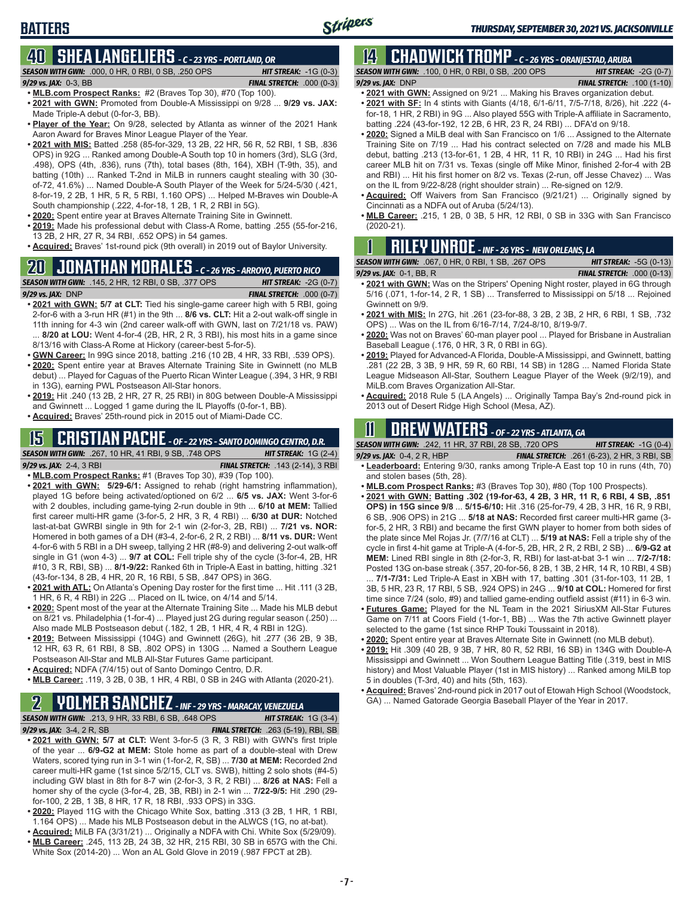## BATTERS

## 40 SHEA LANGELIERS - C - 23 YRS - PORTLAND, OR

**SEASON WITH GWN:** .000, 0 HR, 0 RBI, 0 SB, .250 OPS | **HIT STREAK:** -1G (0-3)
**9/29 vs. JAX:** 0-3, BB | **FINAL STRETCH:** .000 (0-3)

- **MLB.com Prospect Ranks:** #2 (Braves Top 30), #70 (Top 100).
- **2021 with GWN:** Promoted from Double-A Mississippi on 9/28 ... **9/29 vs. JAX:** Made Triple-A debut (0-for-3, BB).
- **Player of the Year:** On 9/28, selected by Atlanta as winner of the 2021 Hank Aaron Award for Braves Minor League Player of the Year.
- **2021 with MIS:** Batted .258 (85-for-329, 13 2B, 22 HR, 56 R, 52 RBI, 1 SB, .836 OPS) in 92G ... Ranked among Double-A South top 10 in homers (3rd), SLG (3rd, .498), OPS (4th, .836), runs (7th), total bases (8th, 164), XBH (T-9th, 35), and batting (10th) ... Ranked T-2nd in MiLB in runners caught stealing with 30 (30-of-72, 41.6%) ... Named Double-A South Player of the Week for 5/24-5/30 (.421, 8-for-19, 2 2B, 1 HR, 5 R, 5 RBI, 1.160 OPS) ... Helped M-Braves win Double-A South championship (.222, 4-for-18, 1 2B, 1 R, 2 RBI in 5G).
- **2020:** Spent entire year at Braves Alternate Training Site in Gwinnett.
- **2019:** Made his professional debut with Class-A Rome, batting .255 (55-for-216, 13 2B, 2 HR, 27 R, 34 RBI, .652 OPS) in 54 games.
- **Acquired:** Braves' 1st-round pick (9th overall) in 2019 out of Baylor University.

## 20 JONATHAN MORALES - C - 26 YRS - ARROYO, PUERTO RICO

**SEASON WITH GWN:** .145, 2 HR, 12 RBI, 0 SB, .377 OPS | **HIT STREAK:** -2G (0-7)
**9/29 vs. JAX:** DNP | **FINAL STRETCH:** .000 (0-7)

- **2021 with GWN: 5/7 at CLT:** Tied his single-game career high with 5 RBI, going 2-for-6 with a 3-run HR (#1) in the 9th ... **8/6 vs. CLT:** Hit a 2-out walk-off single in 11th inning for 4-3 win (2nd career walk-off with GWN, last on 7/21/18 vs. PAW) ... **8/20 at LOU:** Went 4-for-4 (2B, HR, 2 R, 3 RBI), his most hits in a game since 8/13/16 with Class-A Rome at Hickory (career-best 5-for-5).
- **GWN Career:** In 99G since 2018, batting .216 (10 2B, 4 HR, 33 RBI, .539 OPS).
- **2020:** Spent entire year at Braves Alternate Training Site in Gwinnett (no MLB debut) ... Played for Caguas of the Puerto Rican Winter League (.394, 3 HR, 9 RBI in 13G), earning PWL Postseason All-Star honors.
- **2019:** Hit .240 (13 2B, 2 HR, 27 R, 25 RBI) in 80G between Double-A Mississippi and Gwinnett ... Logged 1 game during the IL Playoffs (0-for-1, BB).
- **Acquired:** Braves' 25th-round pick in 2015 out of Miami-Dade CC.

## 15 CRISTIAN PACHE - OF - 22 YRS - SANTO DOMINGO CENTRO, D.R.

**SEASON WITH GWN:** .267, 10 HR, 41 RBI, 9 SB, .748 OPS | **HIT STREAK:** 1G (2-4)
**9/29 vs. JAX:** 2-4, 3 RBI | **FINAL STRETCH:** .143 (2-14), 3 RBI

- **MLB.com Prospect Ranks:** #1 (Braves Top 30), #39 (Top 100).
- **2021 with GWN: 5/29-6/1:** Assigned to rehab (right hamstring inflammation), played 1G before being activated/optioned on 6/2 ... **6/5 vs. JAX:** Went 3-for-6 with 2 doubles, including game-tying 2-run double in 9th ... **6/10 at MEM:** Tallied first career multi-HR game (3-for-5, 2 HR, 3 R, 4 RBI) ... **6/30 at DUR:** Notched last-at-bat GWRBI single in 9th for 2-1 win (2-for-3, 2B, RBI) ... **7/21 vs. NOR:** Homered in both games of a DH (#3-4, 2-for-6, 2 R, 2 RBI) ... **8/11 vs. DUR:** Went 4-for-6 with 5 RBI in a DH sweep, tallying 2 HR (#8-9) and delivering 2-out walk-off single in G1 (won 4-3) ... **9/7 at COL:** Fell triple shy of the cycle (3-for-4, 2B, HR #10, 3 R, RBI, SB) ... **8/1-9/22:** Ranked 6th in Triple-A East in batting, hitting .321 (43-for-134, 8 2B, 4 HR, 20 R, 16 RBI, 5 SB, .847 OPS) in 36G.
- **2021 with ATL:** On Atlanta's Opening Day roster for the first time ... Hit .111 (3 2B, 1 HR, 6 R, 4 RBI) in 22G ... Placed on IL twice, on 4/14 and 5/14.
- **2020:** Spent most of the year at the Alternate Training Site ... Made his MLB debut on 8/21 vs. Philadelphia (1-for-4) ... Played just 2G during regular season (.250) ... Also made MLB Postseason debut (.182, 1 2B, 1 HR, 4 R, 4 RBI in 12G).
- **2019:** Between Mississippi (104G) and Gwinnett (26G), hit .277 (36 2B, 9 3B, 12 HR, 63 R, 61 RBI, 8 SB, .802 OPS) in 130G ... Named a Southern League Postseason All-Star and MLB All-Star Futures Game participant.
- **Acquired:** NDFA (7/4/15) out of Santo Domingo Centro, D.R.
- **MLB Career:** .119, 3 2B, 0 3B, 1 HR, 4 RBI, 0 SB in 24G with Atlanta (2020-21).

## 2 YOLMER SANCHEZ - INF - 29 YRS - MARACAY, VENEZUELA

**SEASON WITH GWN:** .213, 9 HR, 33 RBI, 6 SB, .648 OPS | **HIT STREAK:** 1G (3-4)
**9/29 vs. JAX:** 3-4, 2 R, SB | **FINAL STRETCH:** .263 (5-19), RBI, SB

- **2021 with GWN: 5/7 at CLT:** Went 3-for-5 (3 R, 3 RBI) with GWN's first triple of the year ... **6/9-G2 at MEM:** Stole home as part of a double-steal with Drew Waters, scored tying run in 3-1 win (1-for-2, R, SB) ... **7/30 at MEM:** Recorded 2nd career multi-HR game (1st since 5/2/15, CLT vs. SWB), hitting 2 solo shots (#4-5) including GW blast in 8th for 8-7 win (2-for-3, 3 R, 2 RBI) ... **8/26 at NAS:** Fell a homer shy of the cycle (3-for-4, 2B, 3B, RBI) in 2-1 win ... **7/22-9/5:** Hit .290 (29-for-100, 2 2B, 1 3B, 8 HR, 17 R, 18 RBI, .933 OPS) in 33G.
- **2020:** Played 11G with the Chicago White Sox, batting .313 (3 2B, 1 HR, 1 RBI, 1.164 OPS) ... Made his MLB Postseason debut in the ALWCS (1G, no at-bat).
- **Acquired:** MiLB FA (3/31/21) ... Originally a NDFA with Chi. White Sox (5/29/09).
- **MLB Career:** .245, 113 2B, 24 3B, 32 HR, 215 RBI, 30 SB in 657G with the Chi. White Sox (2014-20) ... Won an AL Gold Glove in 2019 (.987 FPCT at 2B).

## 14 CHADWICK TROMP - C - 26 YRS - ORANJESTAD, ARUBA

**SEASON WITH GWN:** .100, 0 HR, 0 RBI, 0 SB, .200 OPS | **HIT STREAK:** -2G (0-7)
**9/29 vs. JAX:** DNP | **FINAL STRETCH:** .100 (1-10)

- **2021 with GWN:** Assigned on 9/21 ... Making his Braves organization debut.
- **2021 with SF:** In 4 stints with Giants (4/18, 6/1-6/11, 7/5-7/18, 8/26), hit .222 (4-for-18, 1 HR, 2 RBI) in 9G ... Also played 55G with Triple-A affiliate in Sacramento, batting .224 (43-for-192, 12 2B, 6 HR, 23 R, 24 RBI) ... DFA'd on 9/18.
- **2020:** Signed a MiLB deal with San Francisco on 1/6 ... Assigned to the Alternate Training Site on 7/19 ... Had his contract selected on 7/28 and made his MLB debut, batting .213 (13-for-61, 1 2B, 4 HR, 11 R, 10 RBI) in 24G ... Had his first career MLB hit on 7/31 vs. Texas (single off Mike Minor, finished 2-for-4 with 2B and RBI) ... Hit his first homer on 8/2 vs. Texas (2-run, off Jesse Chavez) ... Was on the IL from 9/22-8/28 (right shoulder strain) ... Re-signed on 12/9.
- **Acquired:** Off Waivers from San Francisco (9/21/21) ... Originally signed by Cincinnati as a NDFA out of Aruba (5/24/13).
- **MLB Career:** .215, 1 2B, 0 3B, 5 HR, 12 RBI, 0 SB in 33G with San Francisco (2020-21).

## 1 RILEY UNROE - INF - 26 YRS - NEW ORLEANS, LA

**SEASON WITH GWN:** .067, 0 HR, 0 RBI, 1 SB, .267 OPS | **HIT STREAK:** -5G (0-13)
**9/29 vs. JAX:** 0-1, BB, R | **FINAL STRETCH:** .000 (0-13)

- **2021 with GWN:** Was on the Stripers' Opening Night roster, played in 6G through 5/16 (.071, 1-for-14, 2 R, 1 SB) ... Transferred to Mississippi on 5/18 ... Rejoined Gwinnett on 9/9.
- **2021 with MIS:** In 27G, hit .261 (23-for-88, 3 2B, 2 3B, 2 HR, 6 RBI, 1 SB, .732 OPS) ... Was on the IL from 6/16-7/14, 7/24-8/10, 8/19-9/7.
- **2020:** Was not on Braves' 60-man player pool ... Played for Brisbane in Australian Baseball League (.176, 0 HR, 3 R, 0 RBI in 6G).
- **2019:** Played for Advanced-A Florida, Double-A Mississippi, and Gwinnett, batting .281 (22 2B, 3 3B, 9 HR, 59 R, 60 RBI, 14 SB) in 128G ... Named Florida State League Midseason All-Star, Southern League Player of the Week (9/2/19), and MiLB.com Braves Organization All-Star.
- **Acquired:** 2018 Rule 5 (LA Angels) ... Originally Tampa Bay's 2nd-round pick in 2013 out of Desert Ridge High School (Mesa, AZ).

## 11 DREW WATERS - OF - 22 YRS - ATLANTA, GA

**SEASON WITH GWN:** .242, 11 HR, 37 RBI, 28 SB, .720 OPS | **HIT STREAK:** -1G (0-4)
**9/29 vs. JAX:** 0-4, 2 R, HBP | **FINAL STRETCH:** .261 (6-23), 2 HR, 3 RBI, SB

- **Leaderboard:** Entering 9/30, ranks among Triple-A East top 10 in runs (4th, 70) and stolen bases (5th, 28).
- **MLB.com Prospect Ranks:** #3 (Braves Top 30), #80 (Top 100 Prospects).
- **2021 with GWN: Batting .302 (19-for-63, 4 2B, 3 HR, 11 R, 6 RBI, 4 SB, .851 OPS) in 15G since 9/8** ... **5/15-6/10:** Hit .316 (25-for-79, 4 2B, 3 HR, 16 R, 9 RBI, 6 SB, .906 OPS) in 21G ... **5/18 at NAS:** Recorded first career multi-HR game (3-for-5, 2 HR, 3 RBI) and became the first GWN player to homer from both sides of the plate since Mel Rojas Jr. (7/7/16 at CLT) ... **5/19 at NAS:** Fell a triple shy of the cycle in first 4-hit game at Triple-A (4-for-5, 2B, HR, 2 R, 2 RBI, 2 SB) ... **6/9-G2 at MEM:** Lined RBI single in 8th (2-for-3, R, RBI) for last-at-bat 3-1 win ... **7/2-7/18:** Posted 13G on-base streak (.357, 20-for-56, 8 2B, 1 3B, 2 HR, 14 R, 10 RBI, 4 SB) ... **7/1-7/31:** Led Triple-A East in XBH with 17, batting .301 (31-for-103, 11 2B, 1 3B, 5 HR, 23 R, 17 RBI, 5 SB, .924 OPS) in 24G ... **9/10 at COL:** Homered for first time since 7/24 (solo, #9) and tallied game-ending outfield assist (#11) in 6-3 win.
- **Futures Game:** Played for the NL Team in the 2021 SiriusXM All-Star Futures Game on 7/11 at Coors Field (1-for-1, BB) ... Was the 7th active Gwinnett player selected to the game (1st since RHP Touki Toussaint in 2018).
- **2020:** Spent entire year at Braves Alternate Site in Gwinnett (no MLB debut).
- **2019:** Hit .309 (40 2B, 9 3B, 7 HR, 80 R, 52 RBI, 16 SB) in 134G with Double-A Mississippi and Gwinnett ... Won Southern League Batting Title (.319, best in MIS history) and Most Valuable Player (1st in MIS history) ... Ranked among MiLB top 5 in doubles (T-3rd, 40) and hits (5th, 163).
- **Acquired:** Braves' 2nd-round pick in 2017 out of Etowah High School (Woodstock, GA) ... Named Gatorade Georgia Baseball Player of the Year in 2017.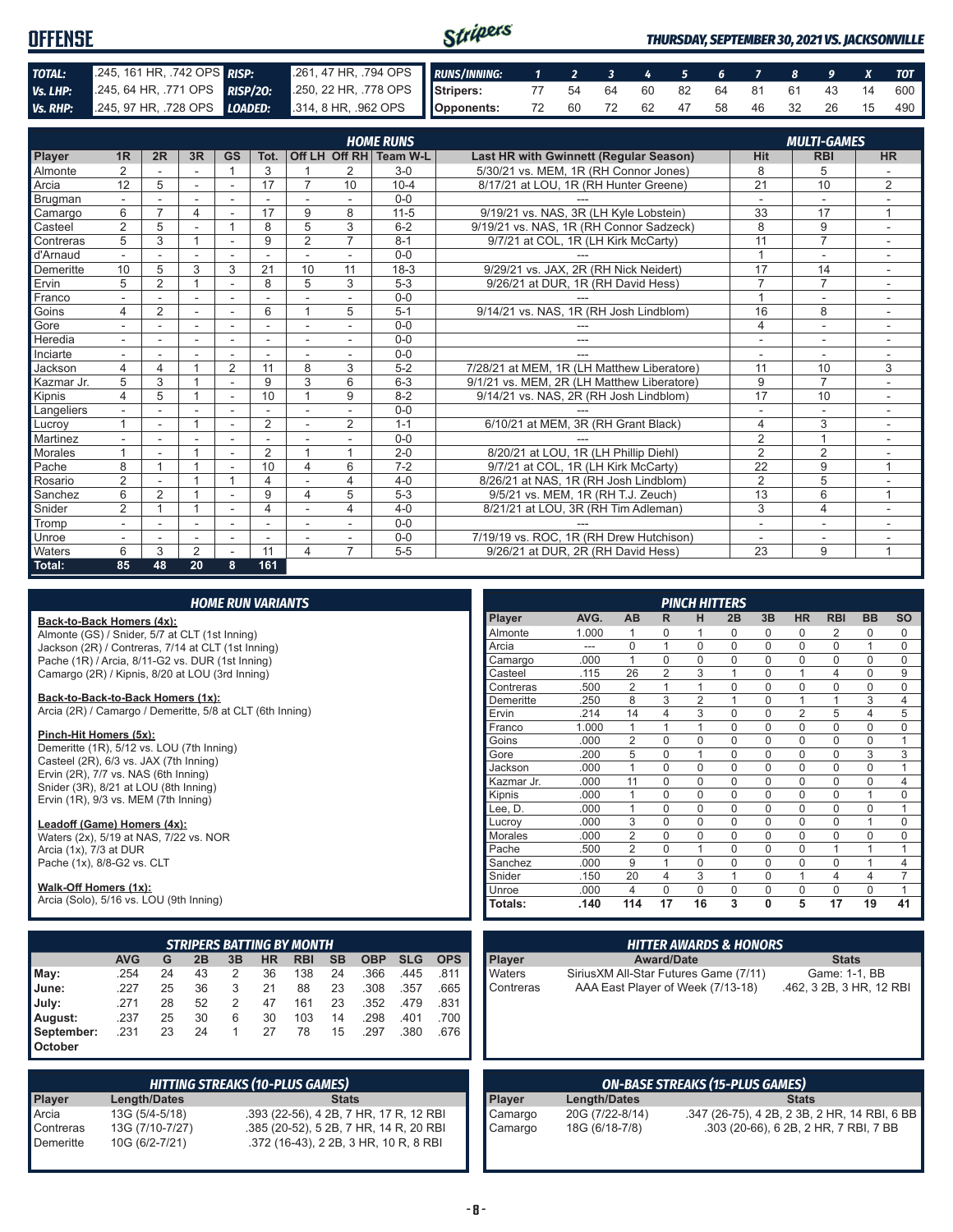# OFFENSE

*THURSDAY, SEPTEMBER 30, 2021 VS. JACKSONVILLE*

| | | | |
|---|---|---|---|
| **TOTAL:** | .245, 161 HR, .742 OPS | **RISP:** | .261, 47 HR, .794 OPS |
| **Vs. LHP:** | .245, 64 HR, .771 OPS | **RISP/2O:** | .250, 22 HR, .778 OPS |
| **Vs. RHP:** | .245, 97 HR, .728 OPS | **LOADED:** | .314, 8 HR, .962 OPS |

| RUNS/INNING: | 1 | 2 | 3 | 4 | 5 | 6 | 7 | 8 | 9 | X | TOT |
|---|---|---|---|---|---|---|---|---|---|---|---|
| Stripers: | 77 | 54 | 64 | 60 | 82 | 64 | 81 | 61 | 43 | 14 | 600 |
| Opponents: | 72 | 60 | 72 | 62 | 47 | 58 | 46 | 32 | 26 | 15 | 490 |

## HOME RUNS / MULTI-GAMES

| Player | 1R | 2R | 3R | GS | Tot. | Off LH | Off RH | Team W-L | Last HR with Gwinnett (Regular Season) | Hit | RBI | HR |
|---|---|---|---|---|---|---|---|---|---|---|---|---|
| Almonte | 2 | - | - | 1 | 3 | 1 | 2 | 3-0 | 5/30/21 vs. MEM, 1R (RH Connor Jones) | 8 | 5 | - |
| Arcia | 12 | 5 | - | - | 17 | 7 | 10 | 10-4 | 8/17/21 at LOU, 1R (RH Hunter Greene) | 21 | 10 | 2 |
| Brugman | - | - | - | - | - | - | - | 0-0 | --- | - | - | - |
| Camargo | 6 | 7 | 4 | - | 17 | 9 | 8 | 11-5 | 9/19/21 vs. NAS, 3R (LH Kyle Lobstein) | 33 | 17 | 1 |
| Casteel | 2 | 5 | - | 1 | 8 | 5 | 3 | 6-2 | 9/19/21 vs. NAS, 1R (RH Connor Sadzeck) | 8 | 9 | - |
| Contreras | 5 | 3 | 1 | - | 9 | 2 | 7 | 8-1 | 9/7/21 at COL, 1R (LH Kirk McCarty) | 11 | 7 | - |
| d'Arnaud | - | - | - | - | - | - | - | 0-0 | --- | 1 | - | - |
| Demeritte | 10 | 5 | 3 | 3 | 21 | 10 | 11 | 18-3 | 9/29/21 vs. JAX, 2R (RH Nick Neidert) | 17 | 14 | - |
| Ervin | 5 | 2 | 1 | - | 8 | 5 | 3 | 5-3 | 9/26/21 at DUR, 1R (RH David Hess) | 7 | 7 | - |
| Franco | - | - | - | - | - | - | - | 0-0 | --- | 1 | - | - |
| Goins | 4 | 2 | - | - | 6 | 1 | 5 | 5-1 | 9/14/21 vs. NAS, 1R (RH Josh Lindblom) | 16 | 8 | - |
| Gore | - | - | - | - | - | - | - | 0-0 | --- | 4 | - | - |
| Heredia | - | - | - | - | - | - | - | 0-0 | --- | - | - | - |
| Inciarte | - | - | - | - | - | - | - | 0-0 | --- | - | - | - |
| Jackson | 4 | 4 | 1 | 2 | 11 | 8 | 3 | 5-2 | 7/28/21 at MEM, 1R (LH Matthew Liberatore) | 11 | 10 | 3 |
| Kazmar Jr. | 5 | 3 | 1 | - | 9 | 3 | 6 | 6-3 | 9/1/21 vs. MEM, 2R (LH Matthew Liberatore) | 9 | 7 | - |
| Kipnis | 4 | 5 | 1 | - | 10 | 1 | 9 | 8-2 | 9/14/21 vs. NAS, 2R (RH Josh Lindblom) | 17 | 10 | - |
| Langeliers | - | - | - | - | - | - | - | 0-0 | --- | - | - | - |
| Lucroy | 1 | - | 1 | - | 2 | - | 2 | 1-1 | 6/10/21 at MEM, 3R (RH Grant Black) | 4 | 3 | - |
| Martinez | - | - | - | - | - | - | - | 0-0 | --- | 2 | 1 | - |
| Morales | 1 | - | 1 | - | 2 | 1 | 1 | 2-0 | 8/20/21 at LOU, 1R (LH Phillip Diehl) | 2 | 2 | - |
| Pache | 8 | 1 | 1 | - | 10 | 4 | 6 | 7-2 | 9/7/21 at COL, 1R (LH Kirk McCarty) | 22 | 9 | 1 |
| Rosario | 2 | - | 1 | 1 | 4 | - | 4 | 4-0 | 8/26/21 at NAS, 1R (RH Josh Lindblom) | 2 | 5 | - |
| Sanchez | 6 | 2 | 1 | - | 9 | 4 | 5 | 5-3 | 9/5/21 vs. MEM, 1R (RH T.J. Zeuch) | 13 | 6 | 1 |
| Snider | 2 | 1 | 1 | - | 4 | - | 4 | 4-0 | 8/21/21 at LOU, 3R (RH Tim Adleman) | 3 | 4 | - |
| Tromp | - | - | - | - | - | - | - | 0-0 | --- | - | - | - |
| Unroe | - | - | - | - | - | - | - | 0-0 | 7/19/19 vs. ROC, 1R (RH Drew Hutchison) | - | - | - |
| Waters | 6 | 3 | 2 | - | 11 | 4 | 7 | 5-5 | 9/26/21 at DUR, 2R (RH David Hess) | 23 | 9 | 1 |
| **Total:** | **85** | **48** | **20** | **8** | **161** | | | | | | | |

## HOME RUN VARIANTS

**Back-to-Back Homers (4x):**
Almonte (GS) / Snider, 5/7 at CLT (1st Inning)
Jackson (2R) / Contreras, 7/14 at CLT (1st Inning)
Pache (1R) / Arcia, 8/11-G2 vs. DUR (1st Inning)
Camargo (2R) / Kipnis, 8/20 at LOU (3rd Inning)

**Back-to-Back-to-Back Homers (1x):**
Arcia (2R) / Camargo / Demeritte, 5/8 at CLT (6th Inning)

**Pinch-Hit Homers (5x):**
Demeritte (1R), 5/12 vs. LOU (7th Inning)
Casteel (2R), 6/3 vs. JAX (7th Inning)
Ervin (2R), 7/7 vs. NAS (6th Inning)
Snider (3R), 8/21 at LOU (8th Inning)
Ervin (1R), 9/3 vs. MEM (7th Inning)

**Leadoff (Game) Homers (4x):**
Waters (2x), 5/19 at NAS, 7/22 vs. NOR
Arcia (1x), 7/3 at DUR
Pache (1x), 8/8-G2 vs. CLT

**Walk-Off Homers (1x):**
Arcia (Solo), 5/16 vs. LOU (9th Inning)

## PINCH HITTERS

| Player | AVG. | AB | R | H | 2B | 3B | HR | RBI | BB | SO |
|---|---|---|---|---|---|---|---|---|---|---|
| Almonte | 1.000 | 1 | 0 | 1 | 0 | 0 | 0 | 2 | 0 | 0 |
| Arcia | --- | 0 | 1 | 0 | 0 | 0 | 0 | 0 | 1 | 0 |
| Camargo | .000 | 1 | 0 | 0 | 0 | 0 | 0 | 0 | 0 | 0 |
| Casteel | .115 | 26 | 2 | 3 | 1 | 0 | 1 | 4 | 0 | 9 |
| Contreras | .500 | 2 | 1 | 1 | 0 | 0 | 0 | 0 | 0 | 0 |
| Demeritte | .250 | 8 | 3 | 2 | 1 | 0 | 1 | 1 | 3 | 4 |
| Ervin | .214 | 14 | 4 | 3 | 0 | 0 | 2 | 5 | 4 | 5 |
| Franco | 1.000 | 1 | 1 | 1 | 0 | 0 | 0 | 0 | 0 | 0 |
| Goins | .000 | 2 | 0 | 0 | 0 | 0 | 0 | 0 | 0 | 1 |
| Gore | .200 | 5 | 0 | 1 | 0 | 0 | 0 | 0 | 3 | 3 |
| Jackson | .000 | 1 | 0 | 0 | 0 | 0 | 0 | 0 | 0 | 1 |
| Kazmar Jr. | .000 | 11 | 0 | 0 | 0 | 0 | 0 | 0 | 0 | 4 |
| Kipnis | .000 | 1 | 0 | 0 | 0 | 0 | 0 | 0 | 1 | 0 |
| Lee, D. | .000 | 1 | 0 | 0 | 0 | 0 | 0 | 0 | 0 | 1 |
| Lucroy | .000 | 3 | 0 | 0 | 0 | 0 | 0 | 0 | 1 | 0 |
| Morales | .000 | 2 | 0 | 0 | 0 | 0 | 0 | 0 | 0 | 0 |
| Pache | .500 | 2 | 0 | 1 | 0 | 0 | 0 | 1 | 1 | 1 |
| Sanchez | .000 | 9 | 1 | 0 | 0 | 0 | 0 | 0 | 1 | 4 |
| Snider | .150 | 20 | 4 | 3 | 1 | 0 | 1 | 4 | 4 | 7 |
| Unroe | .000 | 4 | 0 | 0 | 0 | 0 | 0 | 0 | 0 | 1 |
| **Totals:** | **.140** | **114** | **17** | **16** | **3** | **0** | **5** | **17** | **19** | **41** |

## STRIPERS BATTING BY MONTH

| | AVG | G | 2B | 3B | HR | RBI | SB | OBP | SLG | OPS |
|---|---|---|---|---|---|---|---|---|---|---|
| May: | .254 | 24 | 43 | 2 | 36 | 138 | 24 | .366 | .445 | .811 |
| June: | .227 | 25 | 36 | 3 | 21 | 88 | 23 | .308 | .357 | .665 |
| July: | .271 | 28 | 52 | 2 | 47 | 161 | 23 | .352 | .479 | .831 |
| August: | .237 | 25 | 30 | 6 | 30 | 103 | 14 | .298 | .401 | .700 |
| September: | .231 | 23 | 24 | 1 | 27 | 78 | 15 | .297 | .380 | .676 |
| October | | | | | | | | | | |

## HITTER AWARDS & HONORS

| Player | Award/Date | Stats |
|---|---|---|
| Waters | SiriusXM All-Star Futures Game (7/11) | Game: 1-1, BB |
| Contreras | AAA East Player of Week (7/13-18) | .462, 3 2B, 3 HR, 12 RBI |

## HITTING STREAKS (10-PLUS GAMES)

| Player | Length/Dates | Stats |
|---|---|---|
| Arcia | 13G (5/4-5/18) | .393 (22-56), 4 2B, 7 HR, 17 R, 12 RBI |
| Contreras | 13G (7/10-7/27) | .385 (20-52), 5 2B, 7 HR, 14 R, 20 RBI |
| Demeritte | 10G (6/2-7/21) | .372 (16-43), 2 2B, 3 HR, 10 R, 8 RBI |

## ON-BASE STREAKS (15-PLUS GAMES)

| Player | Length/Dates | Stats |
|---|---|---|
| Camargo | 20G (7/22-8/14) | .347 (26-75), 4 2B, 2 3B, 2 HR, 14 RBI, 6 BB |
| Camargo | 18G (6/18-7/8) | .303 (20-66), 6 2B, 2 HR, 7 RBI, 7 BB |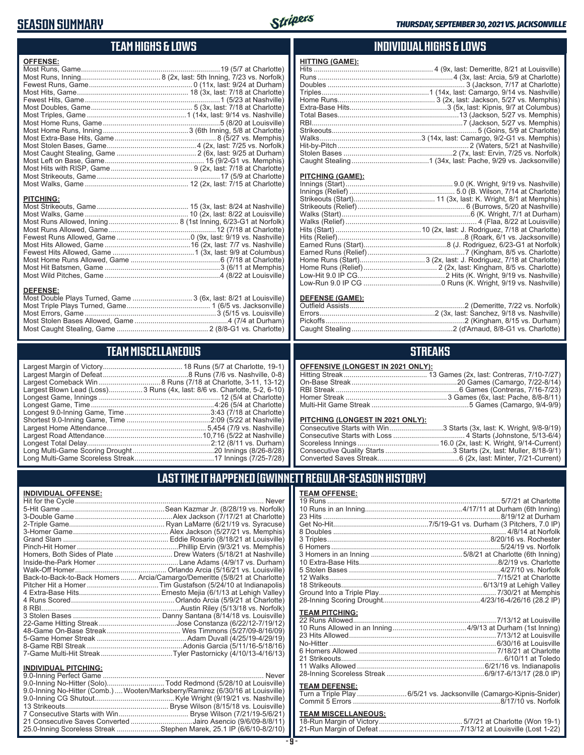# SEASON SUMMARY

*THURSDAY, SEPTEMBER 30, 2021 VS. JACKSONVILLE*

## TEAM HIGHS & LOWS

**OFFENSE:**

| | |
|---|---|
| Most Runs, Game | 19 (5/7 at Charlotte) |
| Most Runs, Inning | 8 (2x, last: 5th Inning, 7/23 vs. Norfolk) |
| Fewest Runs, Game | 0 (11x, last: 9/24 at Durham) |
| Most Hits, Game | 18 (3x, last: 7/18 at Charlotte) |
| Fewest Hits, Game | 1 (5/23 at Nashville) |
| Most Doubles, Game | 5 (3x, last: 7/18 at Charlotte) |
| Most Triples, Game | 1 (14x, last: 9/14 vs. Nashville) |
| Most Home Runs, Game | 5 (8/20 at Louisville) |
| Most Home Runs, Inning | 3 (6th Inning, 5/8 at Charlotte) |
| Most Extra-Base Hits, Game | 8 (5/27 vs. Memphis) |
| Most Stolen Bases, Game | 4 (2x, last: 7/25 vs. Norfolk) |
| Most Caught Stealing, Game | 2 (6x, last: 9/25 at Durham) |
| Most Left on Base, Game | 15 (9/2-G1 vs. Memphis) |
| Most Hits with RISP, Game | 9 (2x, last: 7/18 at Charlotte) |
| Most Strikeouts, Game | 17 (5/9 at Charlotte) |
| Most Walks, Game | 12 (2x, last: 7/15 at Charlotte) |

**PITCHING:**

| | |
|---|---|
| Most Strikeouts, Game | 15 (3x, last: 8/24 at Nashville) |
| Most Walks, Game | 10 (2x, last: 8/22 at Louisville) |
| Most Runs Allowed, Inning | 8 (1st Inning, 6/23-G1 at Norfolk) |
| Most Runs Allowed, Game | 12 (7/18 at Charlotte) |
| Fewest Runs Allowed, Game | 0 (9x, last: 9/19 vs. Nashville) |
| Most Hits Allowed, Game | 16 (2x, last: 7/7 vs. Nashville) |
| Fewest Hits Allowed, Game | 1 (3x, last: 9/9 at Columbus) |
| Most Home Runs Allowed, Game | 6 (7/18 at Charlotte) |
| Most Hit Batsmen, Game | 3 (6/11 at Memphis) |
| Most Wild Pitches, Game | 4 (8/22 at Louisville) |

**DEFENSE:**

| | |
|---|---|
| Most Double Plays Turned, Game | 3 (6x, last: 8/21 at Louisville) |
| Most Triple Plays Turned, Game | 1 (6/5 vs. Jacksonville) |
| Most Errors, Game | 3 (5/15 vs. Louisville) |
| Most Stolen Bases Allowed, Game | 4 (7/4 at Durham) |
| Most Caught Stealing, Game | 2 (8/8-G1 vs. Charlotte) |

## INDIVIDUAL HIGHS & LOWS

**HITTING (GAME):**

| | |
|---|---|
| Hits | 4 (9x, last: Demeritte, 8/21 at Louisville) |
| Runs | 4 (3x, last: Arcia, 5/9 at Charlotte) |
| Doubles | 3 (Jackson, 7/17 at Charlotte) |
| Triples | 1 (14x, last: Camargo, 9/14 vs. Nashville) |
| Home Runs | 3 (2x, last: Jackson, 5/27 vs. Memphis) |
| Extra-Base Hits | 3 (5x, last: Kipnis, 9/7 at Columbus) |
| Total Bases | 13 (Jackson, 5/27 vs. Memphis) |
| RBI | 7 (Jackson, 5/27 vs. Memphis) |
| Strikeouts | 5 (Goins, 5/9 at Charlotte) |
| Walks | 3 (14x, last: Camargo, 9/2-G1 vs. Memphis) |
| Hit-by-Pitch | 2 (Waters, 5/21 at Nashville) |
| Stolen Bases | 2 (7x, last: Ervin, 7/25 vs. Norfolk) |
| Caught Stealing | 1 (34x, last: Pache, 9/29 vs. Jacksonville) |

**PITCHING (GAME):**

| | |
|---|---|
| Innings (Start) | 9.0 (K. Wright, 9/19 vs. Nashville) |
| Innings (Relief) | 5.0 (B. Wilson, 7/14 at Charlotte) |
| Strikeouts (Start) | 11 (3x, last: K. Wright, 8/1 at Memphis) |
| Strikeouts (Relief) | 6 (Burrows, 5/20 at Nashville) |
| Walks (Start) | 6 (K. Wright, 7/1 at Durham) |
| Walks (Relief) | 4 (Flaa, 8/22 at Louisville) |
| Hits (Start) | 10 (2x, last: J. Rodriguez, 7/18 at Charlotte) |
| Hits (Relief) | 8 (Roark, 6/1 vs. Jacksonville) |
| Earned Runs (Start) | 8 (J. Rodriguez, 6/23-G1 at Norfolk) |
| Earned Runs (Relief) | 7 (Kingham, 8/5 vs. Charlotte) |
| Home Runs (Start) | 3 (2x, last: J. Rodriguez, 7/18 at Charlotte) |
| Home Runs (Relief) | 2 (2x, last: Kingham, 8/5 vs. Charlotte) |
| Low-Hit 9.0 IP CG | 2 Hits (K. Wright, 9/19 vs. Nashville) |
| Low-Run 9.0 IP CG | 0 Runs (K. Wright, 9/19 vs. Nashville) |

**DEFENSE (GAME):**

| | |
|---|---|
| Outfield Assists | 2 (Demeritte, 7/22 vs. Norfolk) |
| Errors | 2 (3x, last: Sanchez, 9/18 vs. Nashville) |
| Pickoffs | 2 (Kingham, 8/15 vs. Durham) |
| Caught Stealing | 2 (d'Arnaud, 8/8-G1 vs. Charlotte) |

## TEAM MISCELLANEOUS

| | |
|---|---|
| Largest Margin of Victory | 18 Runs (5/7 at Charlotte, 19-1) |
| Largest Margin of Defeat | 8 Runs (7/6 vs. Nashville, 0-8) |
| Largest Comeback Win | 8 Runs (7/18 at Charlotte, 3-11, 13-12) |
| Largest Blown Lead (Loss) | 3 Runs (4x, last: 8/6 vs. Charlotte, 5-2, 6-10) |
| Longest Game, Innings | 12 (5/4 at Charlotte) |
| Longest Game, Time | 4:26 (5/4 at Charlotte) |
| Longest 9.0-Inning Game, Time | 3:43 (7/18 at Charlotte) |
| Shortest 9.0-Inning Game, Time | 2:09 (5/22 at Nashville) |
| Largest Home Attendance | 5,454 (7/9 vs. Nashville) |
| Largest Road Attendance | 10,716 (5/22 at Nashville) |
| Longest Total Delay | 2:12 (8/11 vs. Durham) |
| Long Multi-Game Scoring Drought | 20 Innings (8/26-8/28) |
| Long Multi-Game Scoreless Streak | 17 Innings (7/25-7/28) |

## STREAKS

**OFFENSIVE (LONGEST IN 2021 ONLY):**

| | |
|---|---|
| Hitting Streak | 13 Games (2x, last: Contreras, 7/10-7/27) |
| On-Base Streak | 20 Games (Camargo, 7/22-8/14) |
| RBI Streak | 6 Games (Contreras, 7/16-7/23) |
| Homer Streak | 3 Games (6x, last: Pache, 8/8-8/11) |
| Multi-Hit Game Streak | 5 Games (Camargo, 9/4-9/9) |

**PITCHING (LONGEST IN 2021 ONLY):**

| | |
|---|---|
| Consecutive Starts with Win | 3 Starts (3x, last: K. Wright, 9/8-9/19) |
| Consecutive Starts with Loss | 4 Starts (Johnstone, 5/13-6/4) |
| Scoreless Innings | 16.0 (2x, last: K. Wright, 9/14-Current) |
| Consecutive Quality Starts | 3 Starts (2x, last: Muller, 8/18-9/1) |
| Converted Saves Streak | 6 (2x, last: Minter, 7/21-Current) |

## LAST TIME IT HAPPENED (GWINNETT REGULAR-SEASON HISTORY)

**INDIVIDUAL OFFENSE:**

| | |
|---|---|
| Hit for the Cycle | Never |
| 5-Hit Game | Sean Kazmar Jr. (8/28/19 vs. Norfolk) |
| 3-Double Game | Alex Jackson (7/17/21 at Charlotte) |
| 2-Triple Game | Ryan LaMarre (6/21/19 vs. Syracuse) |
| 3-Homer Game | Alex Jackson (5/27/21 vs. Memphis) |
| Grand Slam | Eddie Rosario (8/18/21 at Louisville) |
| Pinch-Hit Homer | Phillip Ervin (9/3/21 vs. Memphis) |
| Homers, Both Sides of Plate | Drew Waters (5/18/21 at Nashville) |
| Inside-the-Park Homer | Lane Adams (4/9/17 vs. Durham) |
| Walk-Off Homer | Orlando Arcia (5/16/21 vs. Louisville) |
| Back-to-Back-to-Back Homers | Arcia/Camargo/Demeritte (5/8/21 at Charlotte) |
| Pitcher Hit a Homer | Tim Gustafson (5/24/10 at Indianapolis) |
| 4 Extra-Base Hits | Ernesto Mejia (6/1/13 at Lehigh Valley) |
| 4 Runs Scored | Orlando Arcia (5/9/21 at Charlotte) |
| 8 RBI | Austin Riley (5/13/18 vs. Norfolk) |
| 3 Stolen Bases | Danny Santana (8/14/18 vs. Louisville) |
| 22-Game Hitting Streak | Jose Constanza (6/22/12-7/19/12) |
| 48-Game On-Base Streak | Wes Timmons (5/27/09-8/16/09) |
| 5-Game Homer Streak | Adam Duvall (4/25/19-4/29/19) |
| 8-Game RBI Streak | Adonis Garcia (5/11/16-5/18/16) |
| 7-Game Multi-Hit Streak | Tyler Pastornicky (4/10/13-4/16/13) |

**INDIVIDUAL PITCHING:**

| | |
|---|---|
| 9.0-Inning Perfect Game | Never |
| 9.0-Inning No-Hitter (Solo) | Todd Redmond (5/28/10 at Louisville) |
| 9.0-Inning No-Hitter (Comb.) | Wooten/Marksberry/Ramirez (6/30/16 at Louisville) |
| 9.0-Inning CG Shutout | Kyle Wright (9/19/21 vs. Nashville) |
| 13 Strikeouts | Bryse Wilson (8/15/18 vs. Louisville) |
| 7 Consecutive Starts with Win | Bryse Wilson (7/21/19-5/6/21) |
| 21 Consecutive Saves Converted | Jairo Asencio (9/6/09-8/8/11) |
| 25.0-Inning Scoreless Streak | Stephen Marek, 25.1 IP (6/6/10-8/2/10) |

**TEAM OFFENSE:**

| | |
|---|---|
| 19 Runs | 5/7/21 at Charlotte |
| 10 Runs in an Inning | 4/17/11 at Durham (6th Inning) |
| 23 Hits | 8/19/12 at Durham |
| Get No-Hit | 7/5/19-G1 vs. Durham (3 Pitchers, 7.0 IP) |
| 8 Doubles | 4/8/14 at Norfolk |
| 3 Triples | 8/20/16 vs. Rochester |
| 6 Homers | 5/24/19 vs. Norfolk |
| 3 Homers in an Inning | 5/8/21 at Charlotte (6th Inning) |
| 10 Extra-Base Hits | 8/2/19 vs. Charlotte |
| 5 Stolen Bases | 4/27/10 vs. Norfolk |
| 12 Walks | 7/15/21 at Charlotte |
| 18 Strikeouts | 6/13/19 at Lehigh Valley |
| Ground Into a Triple Play | 7/30/21 at Memphis |
| 28-Inning Scoring Drought | 4/23/16-4/26/16 (28.2 IP) |

**TEAM PITCHING:**

| | |
|---|---|
| 22 Runs Allowed | 7/13/12 at Louisville |
| 10 Runs Allowed in an Inning | 4/9/13 at Durham (1st Inning) |
| 23 Hits Allowed | 7/13/12 at Louisville |
| No-Hitter | 6/30/16 at Louisville |
| 6 Homers Allowed | 7/18/21 at Charlotte |
| 21 Strikeouts | 6/10/11 at Toledo |
| 11 Walks Allowed | 6/21/16 vs. Indianapolis |
| 28-Inning Scoreless Streak | 6/9/17-6/13/17 (28.0 IP) |

**TEAM DEFENSE:**

| | |
|---|---|
| Turn a Triple Play | 6/5/21 vs. Jacksonville (Camargo-Kipnis-Snider) |
| Commit 5 Errors | 8/17/10 vs. Norfolk |

**TEAM MISCELLANEOUS:**

| | |
|---|---|
| 18-Run Margin of Victory | 5/7/21 at Charlotte (Won 19-1) |
| 21-Run Margin of Defeat | 7/13/12 at Louisville (Lost 1-22) |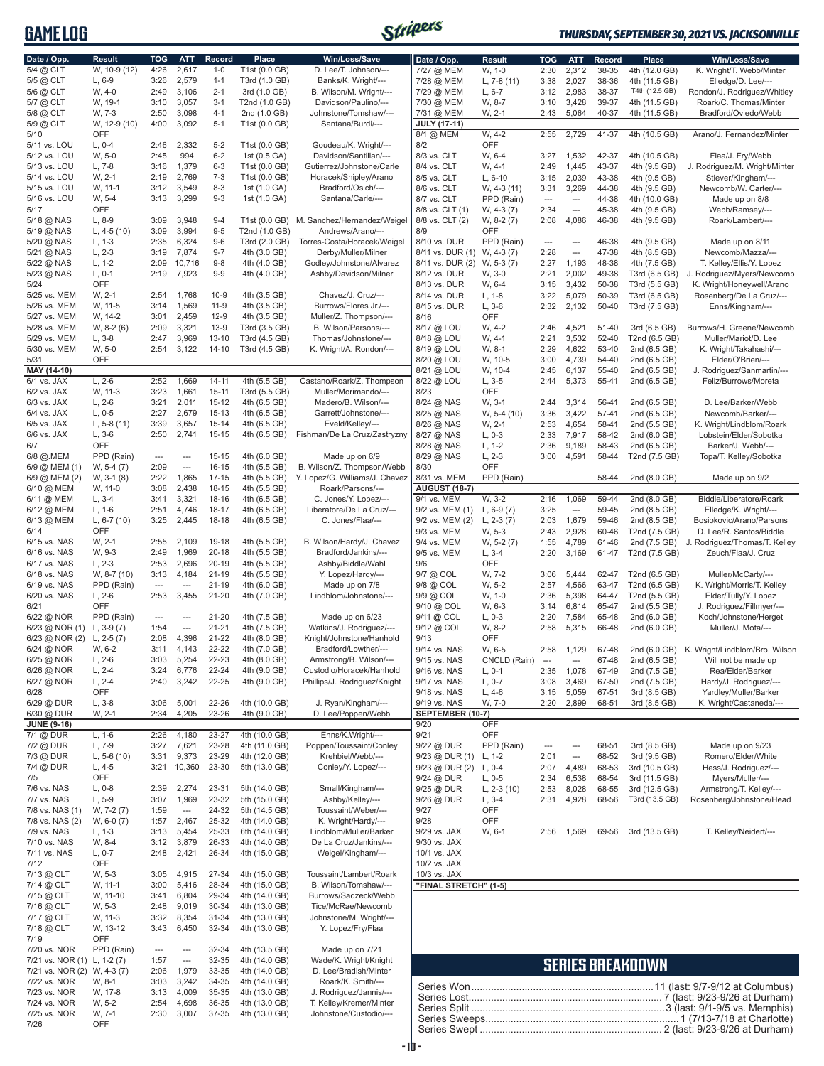# GAME LOG

THURSDAY, SEPTEMBER 30, 2021 VS. JACKSONVILLE

| Date / Opp. | Result | TOG | ATT | Record | Place | Win/Loss/Save |
|---|---|---|---|---|---|---|
| 5/4 @ CLT | W, 10-9 (12) | 4:26 | 2,617 | 1-0 | T1st (0.0 GB) | D. Lee/T. Johnson/--- |
| 5/5 @ CLT | L, 6-9 | 3:26 | 2,579 | 1-1 | T3rd (1.0 GB) | Banks/K. Wright/--- |
| 5/6 @ CLT | W, 4-0 | 2:49 | 3,106 | 2-1 | 3rd (1.0 GB) | B. Wilson/M. Wright/--- |
| 5/7 @ CLT | W, 19-1 | 3:10 | 3,057 | 3-1 | T2nd (1.0 GB) | Davidson/Paulino/--- |
| 5/8 @ CLT | W, 7-3 | 2:50 | 3,098 | 4-1 | 2nd (1.0 GB) | Johnstone/Tomshaw/--- |
| 5/9 @ CLT | W, 12-9 (10) | 4:00 | 3,092 | 5-1 | T1st (0.0 GB) | Santana/Burdi/--- |
| 5/10 | OFF | | | | | |
| 5/11 vs. LOU | L, 0-4 | 2:46 | 2,332 | 5-2 | T1st (0.0 GB) | Goudeau/K. Wright/--- |
| 5/12 vs. LOU | W, 5-0 | 2:45 | 994 | 6-2 | 1st (0.5 GA) | Davidson/Santillan/--- |
| 5/13 vs. LOU | L, 7-8 | 3:16 | 1,379 | 6-3 | T1st (0.0 GB) | Gutierrez/Johnstone/Carle |
| 5/14 vs. LOU | W, 2-1 | 2:19 | 2,769 | 7-3 | T1st (0.0 GB) | Horacek/Shipley/Arano |
| 5/15 vs. LOU | W, 11-1 | 3:12 | 3,549 | 8-3 | 1st (1.0 GA) | Bradford/Osich/--- |
| 5/16 vs. LOU | W, 5-4 | 3:13 | 3,299 | 9-3 | 1st (1.0 GA) | Santana/Carle/--- |
| 5/17 | OFF | | | | | |
| 5/18 @ NAS | L, 8-9 | 3:09 | 3,948 | 9-4 | T1st (0.0 GB) | M. Sanchez/Hernandez/Weigel |
| 5/19 @ NAS | L, 4-5 (10) | 3:09 | 3,994 | 9-5 | T2nd (1.0 GB) | Andrews/Arano/--- |
| 5/20 @ NAS | L, 1-3 | 2:35 | 6,324 | 9-6 | T3rd (2.0 GB) | Torres-Costa/Horacek/Weigel |
| 5/21 @ NAS | L, 2-3 | 3:19 | 7,874 | 9-7 | 4th (3.0 GB) | Derby/Muller/Milner |
| 5/22 @ NAS | L, 1-2 | 2:09 | 10,716 | 9-8 | 4th (4.0 GB) | Godley/Johnstone/Alvarez |
| 5/23 @ NAS | L, 0-1 | 2:19 | 7,923 | 9-9 | 4th (4.0 GB) | Ashby/Davidson/Milner |
| 5/24 | OFF | | | | | |
| 5/25 vs. MEM | W, 2-1 | 2:54 | 1,768 | 10-9 | 4th (3.5 GB) | Chavez/J. Cruz/--- |
| 5/26 vs. MEM | W, 11-5 | 3:14 | 1,569 | 11-9 | 4th (3.5 GB) | Burrows/Flores Jr./--- |
| 5/27 vs. MEM | W, 14-2 | 3:01 | 2,459 | 12-9 | 4th (3.5 GB) | Muller/Z. Thompson/--- |
| 5/28 vs. MEM | W, 8-2 (6) | 2:09 | 3,321 | 13-9 | T3rd (3.5 GB) | B. Wilson/Parsons/--- |
| 5/29 vs. MEM | L, 3-8 | 2:47 | 3,969 | 13-10 | T3rd (4.5 GB) | Thomas/Johnstone/--- |
| 5/30 vs. MEM | W, 5-0 | 2:54 | 3,122 | 14-10 | T3rd (4.5 GB) | K. Wright/A. Rondon/--- |
| 5/31 | OFF | | | | | |
| **MAY (14-10)** | | | | | | |
| 6/1 vs. JAX | L, 2-6 | 2:52 | 1,669 | 14-11 | 4th (5.5 GB) | Castano/Roark/Z. Thompson |
| 6/2 vs. JAX | W, 11-3 | 3:23 | 1,661 | 15-11 | T3rd (5.5 GB) | Muller/Morimando/--- |
| 6/3 vs. JAX | L, 2-6 | 3:21 | 2,011 | 15-12 | 4th (6.5 GB) | Madero/B. Wilson/--- |
| 6/4 vs. JAX | L, 0-5 | 2:27 | 2,679 | 15-13 | 4th (6.5 GB) | Garrett/Johnstone/--- |
| 6/5 vs. JAX | L, 5-8 (11) | 3:39 | 3,657 | 15-14 | 4th (6.5 GB) | Eveld/Kelley/--- |
| 6/6 vs. JAX | L, 3-6 | 2:50 | 2,741 | 15-15 | 4th (6.5 GB) | Fishman/De La Cruz/Zastryzny |
| 6/7 | OFF | | | | | |
| 6/8 @ MEM | PPD (Rain) | --- | --- | 15-15 | 4th (6.0 GB) | Made up on 6/9 |
| 6/9 @ MEM (1) | W, 5-4 (7) | 2:09 | --- | 16-15 | 4th (5.5 GB) | B. Wilson/Z. Thompson/Webb |
| 6/9 @ MEM (2) | W, 3-1 (8) | 2:22 | 1,865 | 17-15 | 4th (5.5 GB) | Y. Lopez/G. Williams/J. Chavez |
| 6/10 @ MEM | W, 11-0 | 3:08 | 2,438 | 18-15 | 4th (5.5 GB) | Roark/Parsons/--- |
| 6/11 @ MEM | L, 3-4 | 3:41 | 3,321 | 18-16 | 4th (6.5 GB) | C. Jones/Y. Lopez/--- |
| 6/12 @ MEM | L, 1-6 | 2:51 | 4,746 | 18-17 | 4th (6.5 GB) | Liberatore/De La Cruz/--- |
| 6/13 @ MEM | L, 6-7 (10) | 3:25 | 2,445 | 18-18 | 4th (6.5 GB) | C. Jones/Flaa/--- |
| 6/14 | OFF | | | | | |
| 6/15 vs. NAS | W, 2-1 | 2:55 | 2,109 | 19-18 | 4th (5.5 GB) | B. Wilson/Hardy/J. Chavez |
| 6/16 vs. NAS | W, 9-3 | 2:49 | 1,969 | 20-18 | 4th (5.5 GB) | Bradford/Jankins/--- |
| 6/17 vs. NAS | L, 2-3 | 2:53 | 2,696 | 20-19 | 4th (5.5 GB) | Ashby/Biddle/Wahl |
| 6/18 vs. NAS | W, 8-7 (10) | 3:13 | 4,184 | 21-19 | 4th (5.5 GB) | Y. Lopez/Hardy/--- |
| 6/19 vs. NAS | PPD (Rain) | --- | --- | 21-19 | 4th (6.0 GB) | Made up on 7/8 |
| 6/20 vs. NAS | L, 2-6 | 2:53 | 3,455 | 21-20 | 4th (7.0 GB) | Lindblom/Johnstone/--- |
| 6/21 | OFF | | | | | |
| 6/22 @ NOR | PPD (Rain) | --- | --- | 21-20 | 4th (7.5 GB) | Made up on 6/23 |
| 6/23 @ NOR (1) | L, 3-9 (7) | 1:54 | --- | 21-21 | 4th (7.5 GB) | Watkins/J. Rodriguez/--- |
| 6/23 @ NOR (2) | L, 2-5 (7) | 2:08 | 4,396 | 21-22 | 4th (8.0 GB) | Knight/Johnstone/Hanhold |
| 6/24 @ NOR | W, 6-2 | 3:11 | 4,143 | 22-22 | 4th (7.0 GB) | Bradford/Lowther/--- |
| 6/25 @ NOR | L, 2-6 | 3:03 | 5,254 | 22-23 | 4th (8.0 GB) | Armstrong/B. Wilson/--- |
| 6/26 @ NOR | L, 2-4 | 3:24 | 6,776 | 22-24 | 4th (9.0 GB) | Custodio/Horacek/Hanhold |
| 6/27 @ NOR | L, 2-4 | 2:40 | 3,242 | 22-25 | 4th (9.0 GB) | Phillips/J. Rodriguez/Knight |
| 6/28 | OFF | | | | | |
| 6/29 @ DUR | L, 3-8 | 3:06 | 5,001 | 22-26 | 4th (10.0 GB) | J. Ryan/Kingham/--- |
| 6/30 @ DUR | W, 2-1 | 2:34 | 4,205 | 23-26 | 4th (9.0 GB) | D. Lee/Poppen/Webb |
| **JUNE (9-16)** | | | | | | |
| 7/1 @ DUR | L, 1-6 | 2:26 | 4,180 | 23-27 | 4th (10.0 GB) | Enns/K.Wright/--- |
| 7/2 @ DUR | L, 7-9 | 3:27 | 7,621 | 23-28 | 4th (11.0 GB) | Poppen/Toussaint/Conley |
| 7/3 @ DUR | L, 5-6 (10) | 3:31 | 9,373 | 23-29 | 4th (12.0 GB) | Krehbiel/Webb/--- |
| 7/4 @ DUR | L, 4-5 | 3:21 | 10,360 | 23-30 | 5th (13.0 GB) | Conley/Y. Lopez/--- |
| 7/5 | OFF | | | | | |
| 7/6 vs. NAS | L, 0-8 | 2:39 | 2,274 | 23-31 | 5th (14.0 GB) | Small/Kingham/--- |
| 7/7 vs. NAS | L, 5-9 | 3:07 | 1,969 | 23-32 | 5th (15.0 GB) | Ashby/Kelley/--- |
| 7/8 vs. NAS (1) | W, 7-2 (7) | 1:59 | --- | 24-32 | 5th (14.5 GB) | Toussaint/Weber/--- |
| 7/8 vs. NAS (2) | W, 6-0 (7) | 1:57 | 2,467 | 25-32 | 4th (14.0 GB) | K. Wright/Hardy/--- |
| 7/9 vs. NAS | L, 1-3 | 3:13 | 5,454 | 25-33 | 6th (14.0 GB) | Lindblom/Muller/Barker |
| 7/10 vs. NAS | W, 8-4 | 3:12 | 3,879 | 26-33 | 4th (14.0 GB) | De La Cruz/Jankins/--- |
| 7/11 vs. NAS | L, 0-7 | 2:48 | 2,421 | 26-34 | 4th (15.0 GB) | Weigel/Kingham/--- |
| 7/12 | OFF | | | | | |
| 7/13 @ CLT | W, 5-3 | 3:05 | 4,915 | 27-34 | 4th (15.0 GB) | Toussaint/Lambert/Roark |
| 7/14 @ CLT | W, 11-1 | 3:00 | 5,416 | 28-34 | 4th (15.0 GB) | B. Wilson/Tomshaw/--- |
| 7/15 @ CLT | W, 11-10 | 3:41 | 6,804 | 29-34 | 4th (14.0 GB) | Burrows/Sadzeck/Webb |
| 7/16 @ CLT | W, 5-3 | 2:48 | 9,019 | 30-34 | 4th (13.0 GB) | Tice/McRae/Newcomb |
| 7/17 @ CLT | W, 11-3 | 3:32 | 8,354 | 31-34 | 4th (13.0 GB) | Johnstone/M. Wright/--- |
| 7/18 @ CLT | W, 13-12 | 3:43 | 6,450 | 32-34 | 4th (13.0 GB) | Y. Lopez/Fry/Flaa |
| 7/19 | OFF | | | | | |
| 7/20 vs. NOR | PPD (Rain) | --- | --- | 32-34 | 4th (13.5 GB) | Made up on 7/21 |
| 7/21 vs. NOR (1) | L, 1-2 (7) | 1:57 | --- | 32-35 | 4th (14.0 GB) | Wade/K. Wright/Knight |
| 7/21 vs. NOR (2) | W, 4-3 (7) | 2:06 | 1,979 | 33-35 | 4th (14.0 GB) | D. Lee/Bradish/Minter |
| 7/22 vs. NOR | W, 8-1 | 3:03 | 3,242 | 34-35 | 4th (14.0 GB) | Roark/K. Smith/--- |
| 7/23 vs. NOR | W, 17-8 | 3:13 | 4,009 | 35-35 | 4th (13.0 GB) | J. Rodriguez/Jannis/--- |
| 7/24 vs. NOR | W, 5-2 | 2:54 | 4,698 | 36-35 | 4th (13.0 GB) | T. Kelley/Kremer/Minter |
| 7/25 vs. NOR | W, 7-1 | 2:30 | 3,007 | 37-35 | 4th (13.0 GB) | Johnstone/Custodio/--- |
| 7/26 | OFF | | | | | |
| 7/27 @ MEM | W, 1-0 | 2:30 | 2,312 | 38-35 | 4th (12.0 GB) | K. Wright/T. Webb/Minter |
| 7/28 @ MEM | L, 7-8 (11) | 3:38 | 2,027 | 38-36 | 4th (11.5 GB) | Elledge/D. Lee/--- |
| 7/29 @ MEM | L, 6-7 | 3:12 | 2,983 | 38-37 | T4th (12.5 GB) | Rondon/J. Rodriguez/Whitley |
| 7/30 @ MEM | W, 8-7 | 3:10 | 3,428 | 39-37 | 4th (11.5 GB) | Roark/C. Thomas/Minter |
| 7/31 @ MEM | W, 2-1 | 2:43 | 5,064 | 40-37 | 4th (11.5 GB) | Bradford/Oviedo/Webb |
| **JULY (17-11)** | | | | | | |
| 8/1 @ MEM | W, 4-2 | 2:55 | 2,729 | 41-37 | 4th (10.5 GB) | Arano/J. Fernandez/Minter |
| 8/2 | OFF | | | | | |
| 8/3 vs. CLT | W, 6-4 | 3:27 | 1,532 | 42-37 | 4th (10.5 GB) | Flaa/J. Fry/Webb |
| 8/4 vs. CLT | W, 4-1 | 2:49 | 1,445 | 43-37 | 4th (9.5 GB) | J. Rodriguez/M. Wright/Minter |
| 8/5 vs. CLT | L, 6-10 | 3:15 | 2,039 | 43-38 | 4th (9.5 GB) | Stiever/Kingham/--- |
| 8/6 vs. CLT | W, 4-3 (11) | 3:31 | 3,269 | 44-38 | 4th (9.5 GB) | Newcomb/W. Carter/--- |
| 8/7 vs. CLT | PPD (Rain) | --- | --- | 44-38 | 4th (10.0 GB) | Made up on 8/8 |
| 8/8 vs. CLT (1) | W, 4-3 (7) | 2:34 | --- | 45-38 | 4th (9.5 GB) | Webb/Ramsey/--- |
| 8/8 vs. CLT (2) | W, 8-2 (7) | 2:08 | 4,086 | 46-38 | 4th (9.5 GB) | Roark/Lambert/--- |
| 8/9 | OFF | | | | | |
| 8/10 vs. DUR | PPD (Rain) | --- | --- | 46-38 | 4th (9.5 GB) | Made up on 8/11 |
| 8/11 vs. DUR (1) | W, 4-3 (7) | 2:28 | --- | 47-38 | 4th (8.5 GB) | Newcomb/Mazza/--- |
| 8/11 vs. DUR (2) | W, 5-3 (7) | 2:27 | 1,193 | 48-38 | 4th (7.5 GB) | T. Kelley/Ellis/Y. Lopez |
| 8/12 vs. DUR | W, 3-0 | 2:21 | 2,002 | 49-38 | T3rd (6.5 GB) | J. Rodriguez/Myers/Newcomb |
| 8/13 vs. DUR | W, 6-4 | 3:15 | 3,432 | 50-38 | T3rd (5.5 GB) | K. Wright/Honeywell/Arano |
| 8/14 vs. DUR | L, 1-8 | 3:22 | 5,079 | 50-39 | T3rd (6.5 GB) | Rosenberg/De La Cruz/--- |
| 8/15 vs. DUR | L, 3-6 | 2:32 | 2,132 | 50-40 | T3rd (7.5 GB) | Enns/Kingham/--- |
| 8/16 | OFF | | | | | |
| 8/17 @ LOU | W, 4-2 | 2:46 | 4,521 | 51-40 | 3rd (6.5 GB) | Burrows/H. Greene/Newcomb |
| 8/18 @ LOU | W, 4-1 | 2:21 | 3,532 | 52-40 | T2nd (6.5 GB) | Muller/Mariot/D. Lee |
| 8/19 @ LOU | W, 8-1 | 2:29 | 4,622 | 53-40 | 2nd (6.5 GB) | K. Wright/Takahashi/--- |
| 8/20 @ LOU | W, 10-5 | 3:00 | 4,739 | 54-40 | 2nd (6.5 GB) | Elder/O'Brien/--- |
| 8/21 @ LOU | W, 10-4 | 2:45 | 6,137 | 55-40 | 2nd (6.5 GB) | J. Rodriguez/Sanmartin/--- |
| 8/22 @ LOU | L, 3-5 | 2:44 | 5,373 | 55-41 | 2nd (6.5 GB) | Feliz/Burrows/Moreta |
| 8/23 | OFF | | | | | |
| 8/24 @ NAS | W, 3-1 | 2:44 | 3,314 | 56-41 | 2nd (6.5 GB) | D. Lee/Barker/Webb |
| 8/25 @ NAS | W, 5-4 (10) | 3:36 | 3,422 | 57-41 | 2nd (6.5 GB) | Newcomb/Barker/--- |
| 8/26 @ NAS | W, 2-1 | 2:53 | 4,654 | 58-41 | 2nd (5.5 GB) | K. Wright/Lindblom/Roark |
| 8/27 @ NAS | L, 0-3 | 2:33 | 7,917 | 58-42 | 2nd (6.0 GB) | Lobstein/Elder/Sobotka |
| 8/28 @ NAS | L, 1-2 | 2:36 | 9,189 | 58-43 | 2nd (6.5 GB) | Barker/J. Webb/--- |
| 8/29 @ NAS | L, 2-3 | 3:00 | 4,591 | 58-44 | T2nd (7.5 GB) | Topa/T. Kelley/Sobotka |
| 8/30 | OFF | | | | | |
| 8/31 vs. MEM | PPD (Rain) | | | 58-44 | 2nd (8.0 GB) | Made up on 9/2 |
| **AUGUST (18-7)** | | | | | | |
| 9/1 vs. MEM | W, 3-2 | 2:16 | 1,069 | 59-44 | 2nd (8.0 GB) | Biddle/Liberatore/Roark |
| 9/2 vs. MEM (1) | L, 6-9 (7) | 3:25 | --- | 59-45 | 2nd (8.5 GB) | Elledge/K. Wright/--- |
| 9/2 vs. MEM (2) | L, 2-3 (7) | 2:03 | 1,679 | 59-46 | 2nd (8.5 GB) | Bosiokovic/Arano/Parsons |
| 9/3 vs. MEM | W, 5-3 | 2:43 | 2,928 | 60-46 | T2nd (7.5 GB) | D. Lee/R. Santos/Biddle |
| 9/4 vs. MEM | W, 5-2 (7) | 1:55 | 4,789 | 61-46 | 2nd (7.5 GB) | J. Rodriguez/Thomas/T. Kelley |
| 9/5 vs. MEM | L, 3-4 | 2:20 | 3,169 | 61-47 | T2nd (7.5 GB) | Zeuch/Flaa/J. Cruz |
| 9/6 | OFF | | | | | |
| 9/7 @ COL | W, 7-2 | 3:06 | 5,444 | 62-47 | T2nd (6.5 GB) | Muller/McCarty/--- |
| 9/8 @ COL | W, 5-2 | 2:57 | 4,566 | 63-47 | T2nd (6.5 GB) | K. Wright/Morris/T. Kelley |
| 9/9 @ COL | W, 1-0 | 2:36 | 5,398 | 64-47 | T2nd (5.5 GB) | Elder/Tully/Y. Lopez |
| 9/10 @ COL | W, 6-3 | 3:14 | 6,814 | 65-47 | 2nd (5.5 GB) | J. Rodriguez/Fillmyer/--- |
| 9/11 @ COL | L, 0-3 | 2:20 | 7,584 | 65-48 | 2nd (6.0 GB) | Koch/Johnstone/Herget |
| 9/12 @ COL | W, 8-2 | 2:58 | 5,315 | 66-48 | 2nd (6.0 GB) | Muller/J. Mota/--- |
| 9/13 | OFF | | | | | |
| 9/14 vs. NAS | W, 6-5 | 2:58 | 1,129 | 67-48 | 2nd (6.0 GB) | K. Wright/Lindblom/Bro. Wilson |
| 9/15 vs. NAS | CNCLD (Rain) | --- | --- | 67-48 | 2nd (6.5 GB) | Will not be made up |
| 9/16 vs. NAS | L, 0-1 | 2:35 | 1,078 | 67-49 | 2nd (7.5 GB) | Rea/Elder/Barker |
| 9/17 vs. NAS | L, 0-7 | 3:08 | 3,469 | 67-50 | 2nd (7.5 GB) | Hardy/J. Rodriguez/--- |
| 9/18 vs. NAS | L, 4-6 | 3:15 | 5,059 | 67-51 | 3rd (8.5 GB) | Yardley/Muller/Barker |
| 9/19 vs. NAS | W, 7-0 | 2:20 | 2,899 | 68-51 | 3rd (8.5 GB) | K. Wright/Castaneda/--- |
| **SEPTEMBER (10-7)** | | | | | | |
| 9/20 | OFF | | | | | |
| 9/21 | OFF | | | | | |
| 9/22 @ DUR | PPD (Rain) | --- | --- | 68-51 | 3rd (8.5 GB) | Made up on 9/23 |
| 9/23 @ DUR (1) | L, 1-2 | 2:01 | --- | 68-52 | 3rd (9.5 GB) | Romero/Elder/White |
| 9/23 @ DUR (2) | L, 0-4 | 2:07 | 4,489 | 68-53 | 3rd (10.5 GB) | Hess/J. Rodriguez/--- |
| 9/24 @ DUR | L, 0-5 | 2:34 | 6,538 | 68-54 | 3rd (11.5 GB) | Myers/Muller/--- |
| 9/25 @ DUR | L, 2-3 (10) | 2:53 | 8,028 | 68-55 | 3rd (12.5 GB) | Armstrong/T. Kelley/--- |
| 9/26 @ DUR | L, 3-4 | 2:31 | 4,928 | 68-56 | T3rd (13.5 GB) | Rosenberg/Johnstone/Head |
| 9/27 | OFF | | | | | |
| 9/28 | OFF | | | | | |
| 9/29 vs. JAX | W, 6-1 | 2:56 | 1,569 | 69-56 | 3rd (13.5 GB) | T. Kelley/Neidert/--- |
| 9/30 vs. JAX | | | | | | |
| 10/1 vs. JAX | | | | | | |
| 10/2 vs. JAX | | | | | | |
| 10/3 vs. JAX | | | | | | |
| **"FINAL STRETCH" (1-5)** | | | | | | |

## SERIES BREAKDOWN

Series Won ........ 11 (last: 9/7-9/12 at Columbus)
Series Lost ........ 7 (last: 9/23-9/26 at Durham)
Series Split ........ 3 (last: 9/1-9/5 vs. Memphis)
Series Sweeps ........ 1 (7/13-7/18 at Charlotte)
Series Swept ........ 2 (last: 9/23-9/26 at Durham)